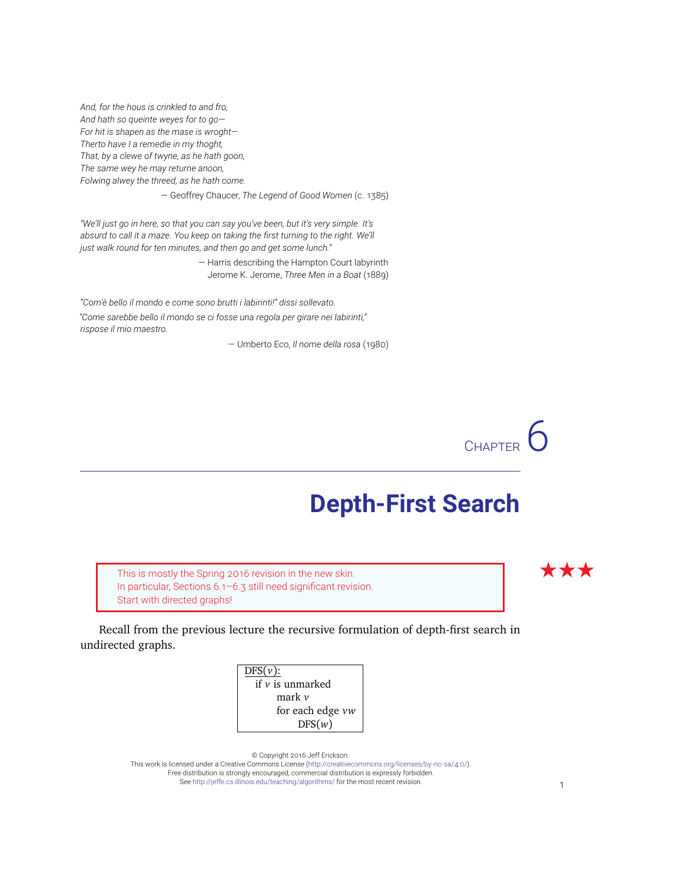*And, for the hous is crinkled to and fro,*
*And hath so queinte weyes for to go—*
*For hit is shapen as the mase is wroght—*
*Therto have I a remedie in my thoght,*
*That, by a clewe of twyne, as he hath goon,*
*The same wey he may returne anoon,*
*Folwing alwey the threed, as he hath come.*

— Geoffrey Chaucer, *The Legend of Good Women* (c. 1385)

*"We'll just go in here, so that you can say you've been, but it's very simple. It's absurd to call it a maze. You keep on taking the first turning to the right. We'll just walk round for ten minutes, and then go and get some lunch."*

— Harris describing the Hampton Court labyrinth
Jerome K. Jerome, *Three Men in a Boat* (1889)

*"Com'è bello il mondo e come sono brutti i labirinti!" dissi sollevato.*
*"Come sarebbe bello il mondo se ci fosse una regola per girare nei labirinti," rispose il mio maestro.*

— Umberto Eco, *Il nome della rosa* (1980)

# Chapter 6

# Depth-First Search

★★★

> This is mostly the Spring 2016 revision in the new skin.
> In particular, Sections 6.1–6.3 still need significant revision.
> Start with directed graphs!

Recall from the previous lecture the recursive formulation of depth-first search in undirected graphs.

```
DFS(v):
  if v is unmarked
      mark v
      for each edge vw
          DFS(w)
```

© Copyright 2016 Jeff Erickson.
This work is licensed under a Creative Commons License (http://creativecommons.org/licenses/by-nc-sa/4.0/).
Free distribution is strongly encouraged; commercial distribution is expressly forbidden.
See http://jeffe.cs.illinois.edu/teaching/algorithms/ for the most recent revision.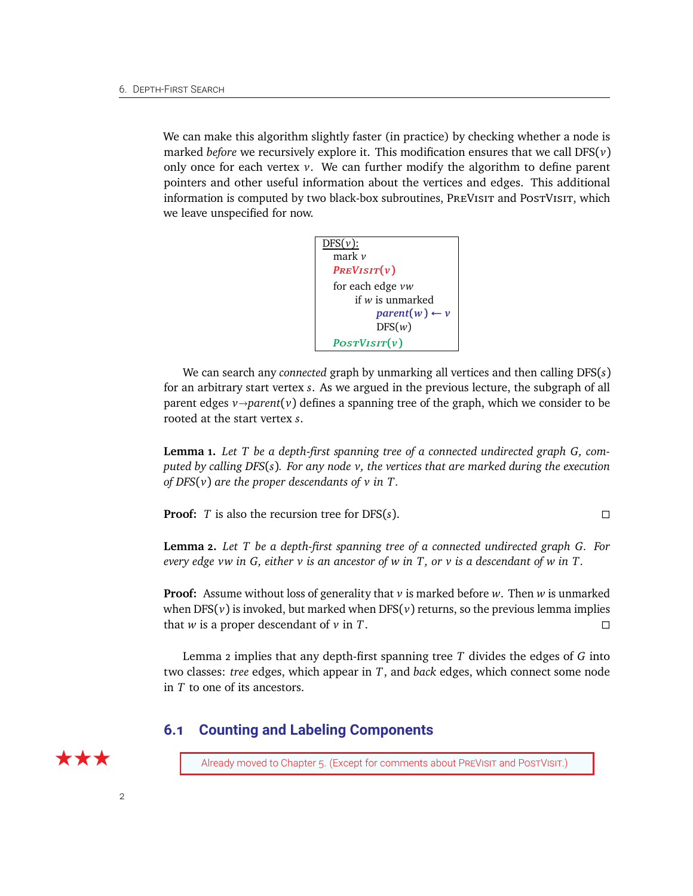We can make this algorithm slightly faster (in practice) by checking whether a node is marked *before* we recursively explore it. This modification ensures that we call DFS($v$) only once for each vertex $v$. We can further modify the algorithm to define parent pointers and other useful information about the vertices and edges. This additional information is computed by two black-box subroutines, PreVisit and PostVisit, which we leave unspecified for now.

```
DFS(v):
  mark v
  PreVisit(v)
  for each edge vw
      if w is unmarked
          parent(w) ← v
          DFS(w)
  PostVisit(v)
```

We can search any *connected* graph by unmarking all vertices and then calling DFS($s$) for an arbitrary start vertex $s$. As we argued in the previous lecture, the subgraph of all parent edges $v \rightarrow parent(v)$ defines a spanning tree of the graph, which we consider to be rooted at the start vertex $s$.

**Lemma 1.** *Let $T$ be a depth-first spanning tree of a connected undirected graph $G$, computed by calling DFS($s$). For any node $v$, the vertices that are marked during the execution of DFS($v$) are the proper descendants of $v$ in $T$.*

**Proof:** $T$ is also the recursion tree for DFS($s$). □

**Lemma 2.** *Let $T$ be a depth-first spanning tree of a connected undirected graph $G$. For every edge $vw$ in $G$, either $v$ is an ancestor of $w$ in $T$, or $v$ is a descendant of $w$ in $T$.*

**Proof:** Assume without loss of generality that $v$ is marked before $w$. Then $w$ is unmarked when DFS($v$) is invoked, but marked when DFS($v$) returns, so the previous lemma implies that $w$ is a proper descendant of $v$ in $T$. □

Lemma 2 implies that any depth-first spanning tree $T$ divides the edges of $G$ into two classes: *tree* edges, which appear in $T$, and *back* edges, which connect some node in $T$ to one of its ancestors.

## 6.1 Counting and Labeling Components

★★★

Already moved to Chapter 5. (Except for comments about PreVisit and PostVisit.)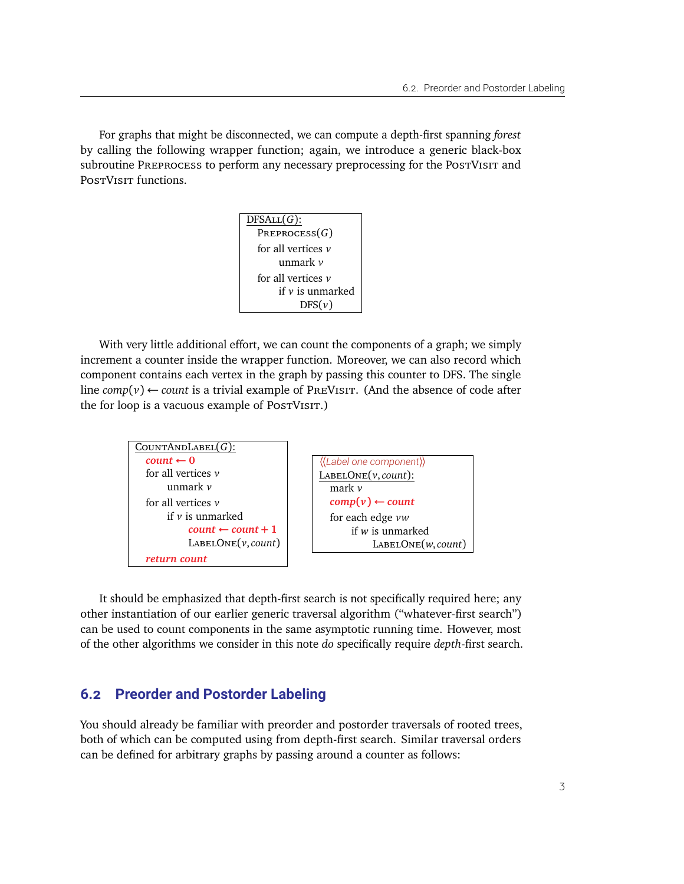For graphs that might be disconnected, we can compute a depth-first spanning *forest* by calling the following wrapper function; again, we introduce a generic black-box subroutine PREPROCESS to perform any necessary preprocessing for the POSTVISIT and POSTVISIT functions.

```
DFSALL(G):
  PREPROCESS(G)
  for all vertices v
      unmark v
  for all vertices v
      if v is unmarked
          DFS(v)
```

With very little additional effort, we can count the components of a graph; we simply increment a counter inside the wrapper function. Moreover, we can also record which component contains each vertex in the graph by passing this counter to DFS. The single line $comp(v) \leftarrow count$ is a trivial example of PREVISIT. (And the absence of code after the for loop is a vacuous example of POSTVISIT.)

```
COUNTANDLABEL(G):
  count ← 0
  for all vertices v
      unmark v
  for all vertices v
      if v is unmarked
          count ← count + 1
          LABELONE(v, count)
  return count
```

```
⟨⟨Label one component⟩⟩
LABELONE(v, count):
  mark v
  comp(v) ← count
  for each edge vw
      if w is unmarked
          LABELONE(w, count)
```

It should be emphasized that depth-first search is not specifically required here; any other instantiation of our earlier generic traversal algorithm ("whatever-first search") can be used to count components in the same asymptotic running time. However, most of the other algorithms we consider in this note *do* specifically require *depth*-first search.

## 6.2 Preorder and Postorder Labeling

You should already be familiar with preorder and postorder traversals of rooted trees, both of which can be computed using from depth-first search. Similar traversal orders can be defined for arbitrary graphs by passing around a counter as follows: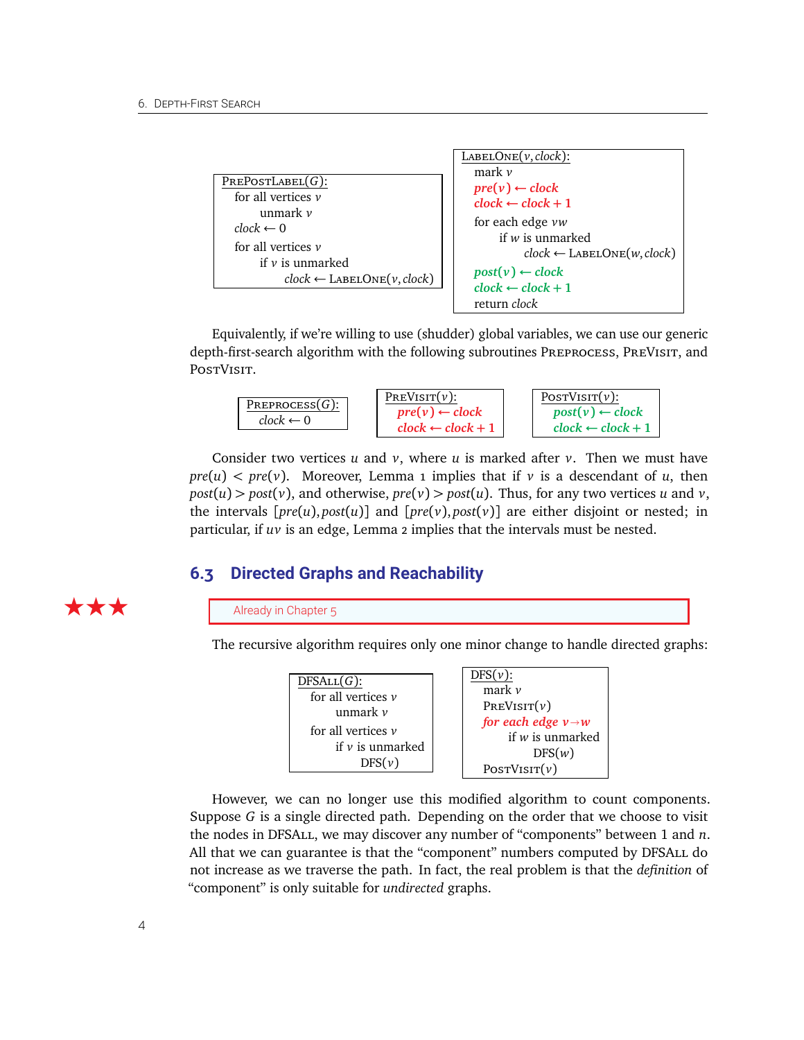```
PrePostLabel(G):
  for all vertices v
    unmark v
  clock ← 0
  for all vertices v
    if v is unmarked
      clock ← LabelOne(v, clock)
```

```
LabelOne(v, clock):
  mark v
  pre(v) ← clock
  clock ← clock + 1
  for each edge vw
    if w is unmarked
      clock ← LabelOne(w, clock)
  post(v) ← clock
  clock ← clock + 1
  return clock
```

Equivalently, if we're willing to use (shudder) global variables, we can use our generic depth-first-search algorithm with the following subroutines PreProcess, PreVisit, and PostVisit.

```
PreProcess(G):
  clock ← 0
```

```
PreVisit(v):
  pre(v) ← clock
  clock ← clock + 1
```

```
PostVisit(v):
  post(v) ← clock
  clock ← clock + 1
```

Consider two vertices $u$ and $v$, where $u$ is marked after $v$. Then we must have $pre(u) < pre(v)$. Moreover, Lemma 1 implies that if $v$ is a descendant of $u$, then $post(u) > post(v)$, and otherwise, $pre(v) > post(u)$. Thus, for any two vertices $u$ and $v$, the intervals $[pre(u), post(u)]$ and $[pre(v), post(v)]$ are either disjoint or nested; in particular, if $uv$ is an edge, Lemma 2 implies that the intervals must be nested.

## 6.3 Directed Graphs and Reachability

★★★

Already in Chapter 5

The recursive algorithm requires only one minor change to handle directed graphs:

```
DFSAll(G):
  for all vertices v
    unmark v
  for all vertices v
    if v is unmarked
      DFS(v)
```

```
DFS(v):
  mark v
  PreVisit(v)
  for each edge v→w
    if w is unmarked
      DFS(w)
  PostVisit(v)
```

However, we can no longer use this modified algorithm to count components. Suppose $G$ is a single directed path. Depending on the order that we choose to visit the nodes in DFSAll, we may discover any number of "components" between 1 and $n$. All that we can guarantee is that the "component" numbers computed by DFSAll do not increase as we traverse the path. In fact, the real problem is that the *definition* of "component" is only suitable for *undirected* graphs.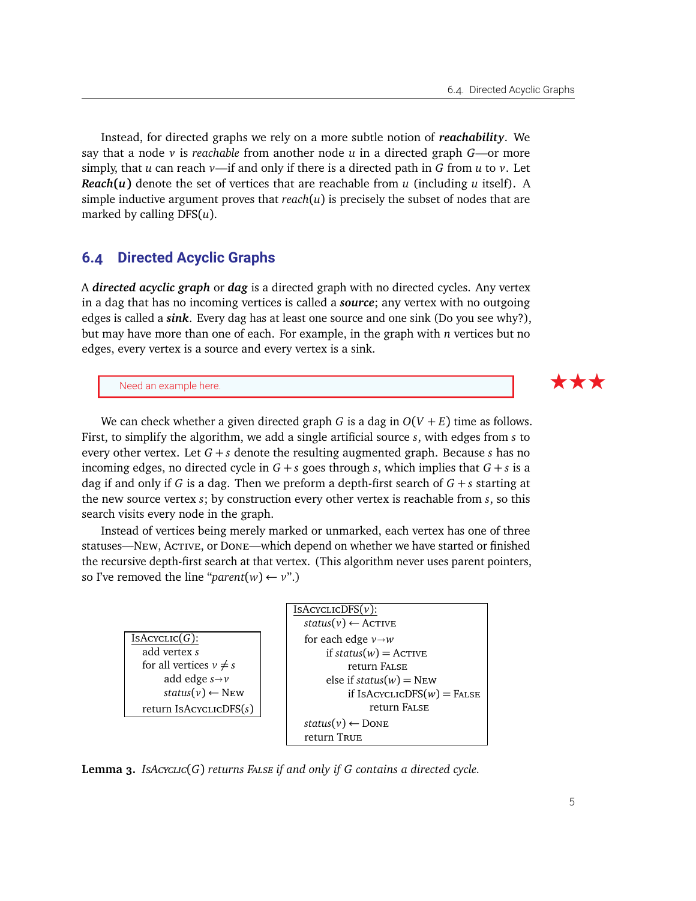Instead, for directed graphs we rely on a more subtle notion of ***reachability***. We say that a node $v$ is *reachable* from another node $u$ in a directed graph $G$—or more simply, that $u$ can reach $v$—if and only if there is a directed path in $G$ from $u$ to $v$. Let ***Reach***$(u)$ denote the set of vertices that are reachable from $u$ (including $u$ itself). A simple inductive argument proves that $reach(u)$ is precisely the subset of nodes that are marked by calling DFS$(u)$.

## 6.4 Directed Acyclic Graphs

A ***directed acyclic graph*** or ***dag*** is a directed graph with no directed cycles. Any vertex in a dag that has no incoming vertices is called a ***source***; any vertex with no outgoing edges is called a ***sink***. Every dag has at least one source and one sink (Do you see why?), but may have more than one of each. For example, in the graph with $n$ vertices but no edges, every vertex is a source and every vertex is a sink.

Need an example here. ★★★

We can check whether a given directed graph $G$ is a dag in $O(V + E)$ time as follows. First, to simplify the algorithm, we add a single artificial source $s$, with edges from $s$ to every other vertex. Let $G + s$ denote the resulting augmented graph. Because $s$ has no incoming edges, no directed cycle in $G + s$ goes through $s$, which implies that $G + s$ is a dag if and only if $G$ is a dag. Then we preform a depth-first search of $G + s$ starting at the new source vertex $s$; by construction every other vertex is reachable from $s$, so this search visits every node in the graph.

Instead of vertices being merely marked or unmarked, each vertex has one of three statuses—New, Active, or Done—which depend on whether we have started or finished the recursive depth-first search at that vertex. (This algorithm never uses parent pointers, so I've removed the line "$parent(w) \leftarrow v$".)

```
IsAcyclic(G):
  add vertex s
  for all vertices v ≠ s
      add edge s→v
      status(v) ← New
  return IsAcyclicDFS(s)
```

```
IsAcyclicDFS(v):
  status(v) ← Active
  for each edge v→w
      if status(w) = Active
          return False
      else if status(w) = New
          if IsAcyclicDFS(w) = False
              return False
  status(v) ← Done
  return True
```

**Lemma 3.** *IsAcyclic$(G)$ returns False if and only if $G$ contains a directed cycle.*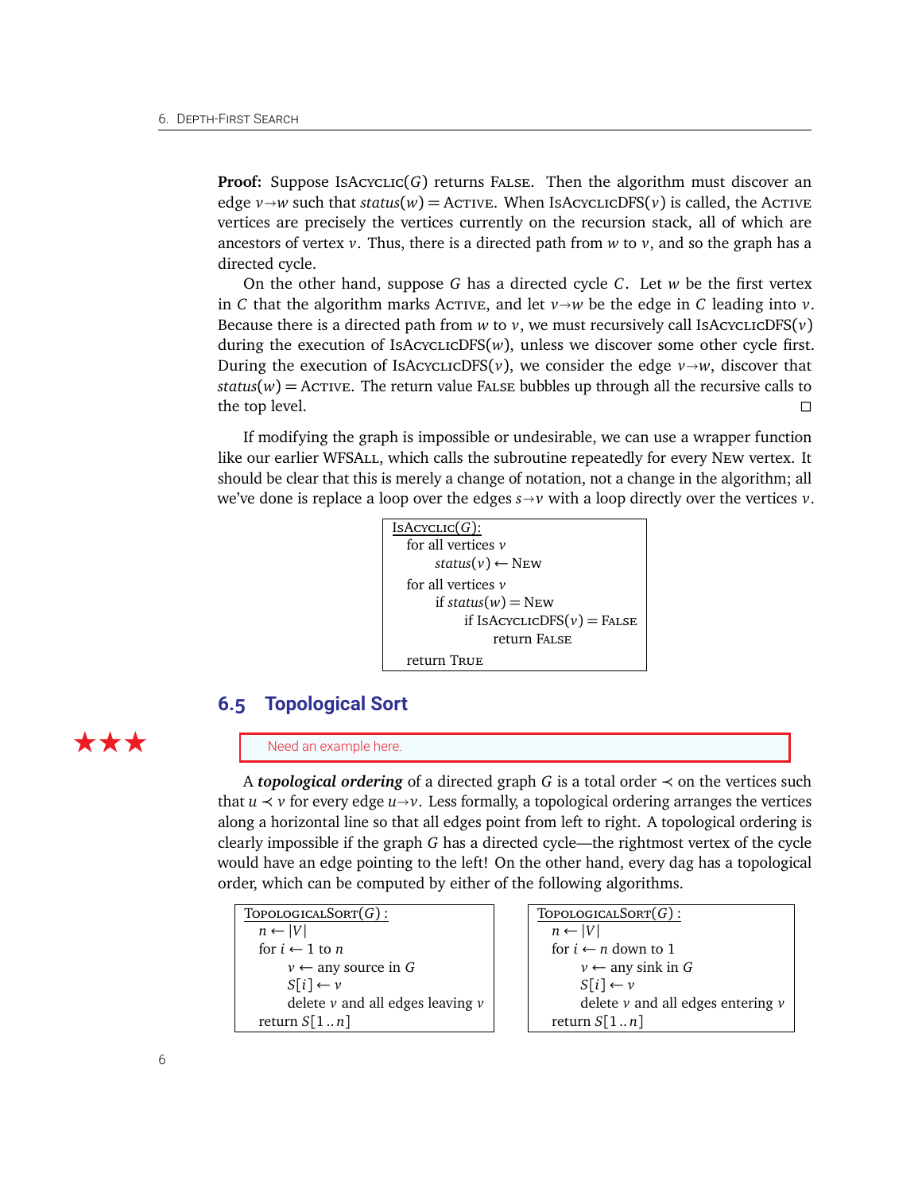**Proof:** Suppose IsAcyclic($G$) returns False. Then the algorithm must discover an edge $v \to w$ such that $status(w) = $ Active. When IsAcyclicDFS($v$) is called, the Active vertices are precisely the vertices currently on the recursion stack, all of which are ancestors of vertex $v$. Thus, there is a directed path from $w$ to $v$, and so the graph has a directed cycle.

On the other hand, suppose $G$ has a directed cycle $C$. Let $w$ be the first vertex in $C$ that the algorithm marks Active, and let $v \to w$ be the edge in $C$ leading into $v$. Because there is a directed path from $w$ to $v$, we must recursively call IsAcyclicDFS($v$) during the execution of IsAcyclicDFS($w$), unless we discover some other cycle first. During the execution of IsAcyclicDFS($v$), we consider the edge $v \to w$, discover that $status(w) = $ Active. The return value False bubbles up through all the recursive calls to the top level. □

If modifying the graph is impossible or undesirable, we can use a wrapper function like our earlier WFSAll, which calls the subroutine repeatedly for every New vertex. It should be clear that this is merely a change of notation, not a change in the algorithm; all we've done is replace a loop over the edges $s \to v$ with a loop directly over the vertices $v$.

```
IsAcyclic(G):
  for all vertices v
      status(v) ← New
  for all vertices v
      if status(w) = New
          if IsAcyclicDFS(v) = False
              return False
  return True
```

## 6.5 Topological Sort

★★★

Need an example here.

A ***topological ordering*** of a directed graph $G$ is a total order $\prec$ on the vertices such that $u \prec v$ for every edge $u \to v$. Less formally, a topological ordering arranges the vertices along a horizontal line so that all edges point from left to right. A topological ordering is clearly impossible if the graph $G$ has a directed cycle—the rightmost vertex of the cycle would have an edge pointing to the left! On the other hand, every dag has a topological order, which can be computed by either of the following algorithms.

```
TopologicalSort(G):
  n ← |V|
  for i ← 1 to n
      v ← any source in G
      S[i] ← v
      delete v and all edges leaving v
  return S[1..n]
```

```
TopologicalSort(G):
  n ← |V|
  for i ← n down to 1
      v ← any sink in G
      S[i] ← v
      delete v and all edges entering v
  return S[1..n]
```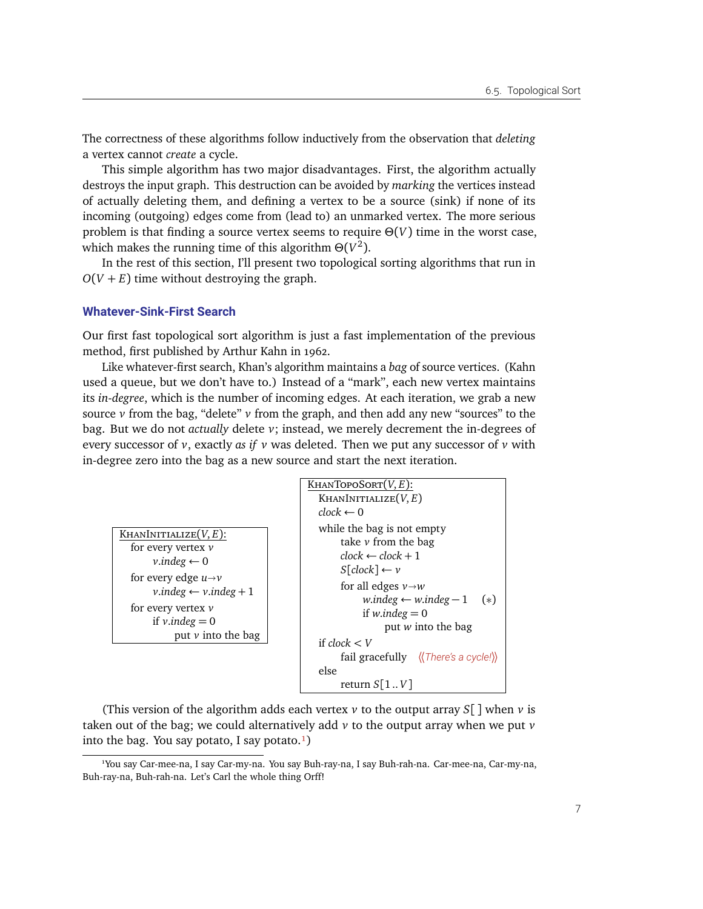The correctness of these algorithms follow inductively from the observation that *deleting* a vertex cannot *create* a cycle.

This simple algorithm has two major disadvantages. First, the algorithm actually destroys the input graph. This destruction can be avoided by *marking* the vertices instead of actually deleting them, and defining a vertex to be a source (sink) if none of its incoming (outgoing) edges come from (lead to) an unmarked vertex. The more serious problem is that finding a source vertex seems to require $\Theta(V)$ time in the worst case, which makes the running time of this algorithm $\Theta(V^2)$.

In the rest of this section, I'll present two topological sorting algorithms that run in $O(V+E)$ time without destroying the graph.

### Whatever-Sink-First Search

Our first fast topological sort algorithm is just a fast implementation of the previous method, first published by Arthur Kahn in 1962.

Like whatever-first search, Khan's algorithm maintains a *bag* of source vertices. (Kahn used a queue, but we don't have to.) Instead of a "mark", each new vertex maintains its *in-degree*, which is the number of incoming edges. At each iteration, we grab a new source $v$ from the bag, "delete" $v$ from the graph, and then add any new "sources" to the bag. But we do not *actually* delete $v$; instead, we merely decrement the in-degrees of every successor of $v$, exactly *as if* $v$ was deleted. Then we put any successor of $v$ with in-degree zero into the bag as a new source and start the next iteration.

```
KhanInitialize(V, E):
  for every vertex v
      v.indeg ← 0
  for every edge u→v
      v.indeg ← v.indeg + 1
  for every vertex v
      if v.indeg = 0
          put v into the bag
```

```
KhanTopoSort(V, E):
  KhanInitialize(V, E)
  clock ← 0
  while the bag is not empty
      take v from the bag
      clock ← clock + 1
      S[clock] ← v
      for all edges v→w
          w.indeg ← w.indeg − 1     (∗)
          if w.indeg = 0
              put w into the bag
  if clock < V
      fail gracefully   ⟨⟨There's a cycle!⟩⟩
  else
      return S[1..V]
```

(This version of the algorithm adds each vertex $v$ to the output array $S[\,]$ when $v$ is taken out of the bag; we could alternatively add $v$ to the output array when we put $v$ into the bag. You say potato, I say potato.[1])

[1] You say Car-mee-na, I say Car-my-na. You say Buh-ray-na, I say Buh-rah-na. Car-mee-na, Car-my-na, Buh-ray-na, Buh-rah-na. Let's Carl the whole thing Orff!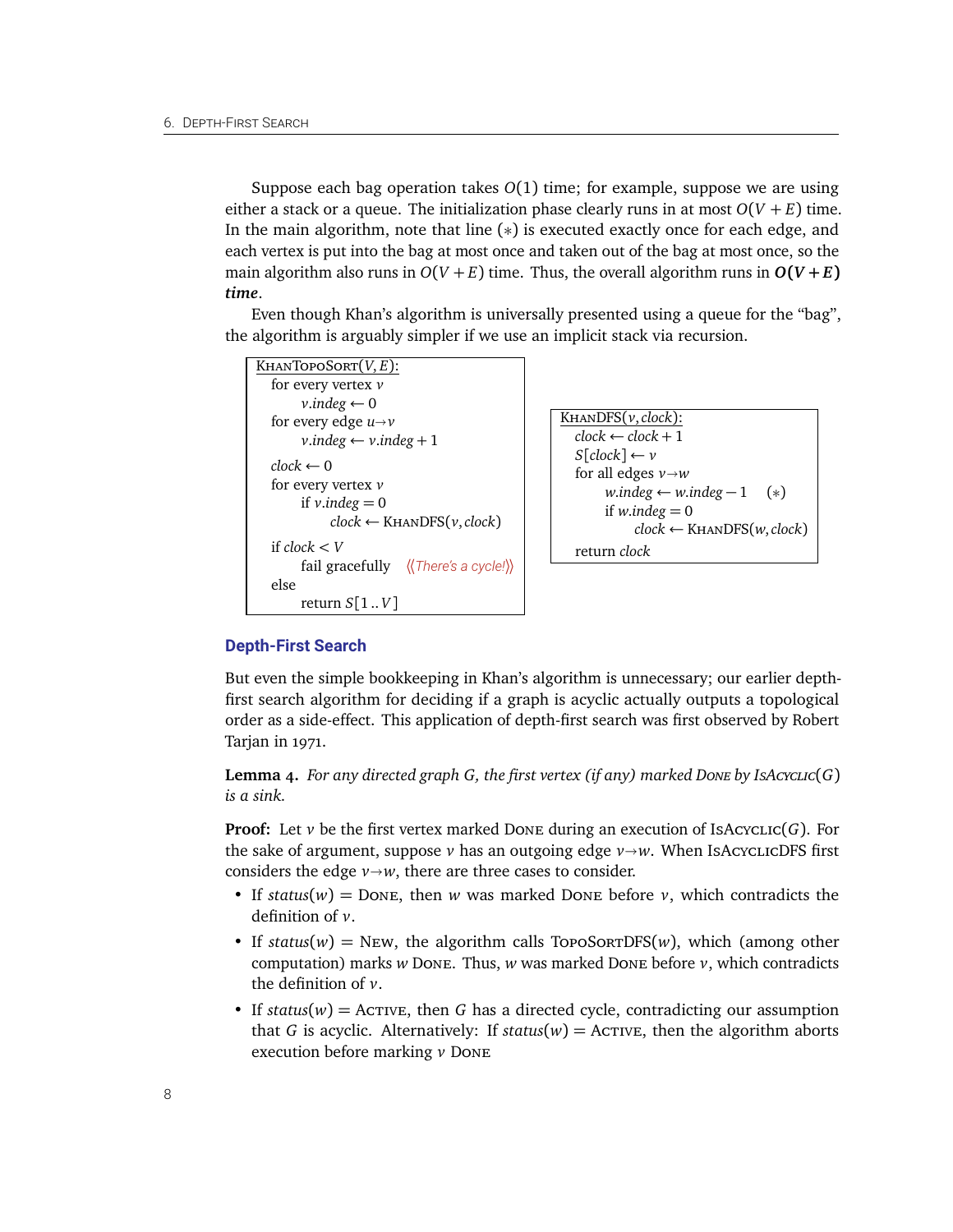Suppose each bag operation takes $O(1)$ time; for example, suppose we are using either a stack or a queue. The initialization phase clearly runs in at most $O(V+E)$ time. In the main algorithm, note that line $(*)$ is executed exactly once for each edge, and each vertex is put into the bag at most once and taken out of the bag at most once, so the main algorithm also runs in $O(V+E)$ time. Thus, the overall algorithm runs in ***$O(V+E)$ time***.

Even though Khan's algorithm is universally presented using a queue for the "bag", the algorithm is arguably simpler if we use an implicit stack via recursion.

```
KhanTopoSort(V, E):
  for every vertex v
      v.indeg ← 0
  for every edge u→v
      v.indeg ← v.indeg + 1

  clock ← 0
  for every vertex v
      if v.indeg = 0
          clock ← KhanDFS(v, clock)

  if clock < V
      fail gracefully    ⟨⟨There's a cycle!⟩⟩
  else
      return S[1..V]
```

```
KhanDFS(v, clock):
  clock ← clock + 1
  S[clock] ← v
  for all edges v→w
      w.indeg ← w.indeg − 1    (*)
      if w.indeg = 0
          clock ← KhanDFS(w, clock)
  return clock
```

## Depth-First Search

But even the simple bookkeeping in Khan's algorithm is unnecessary; our earlier depth-first search algorithm for deciding if a graph is acyclic actually outputs a topological order as a side-effect. This application of depth-first search was first observed by Robert Tarjan in 1971.

**Lemma 4.** *For any directed graph $G$, the first vertex (if any) marked Done by IsAcyclic($G$) is a sink.*

**Proof:** Let $v$ be the first vertex marked Done during an execution of IsAcyclic($G$). For the sake of argument, suppose $v$ has an outgoing edge $v \to w$. When IsAcyclicDFS first considers the edge $v \to w$, there are three cases to consider.

- If $status(w) = $ Done, then $w$ was marked Done before $v$, which contradicts the definition of $v$.
- If $status(w) = $ New, the algorithm calls TopoSortDFS($w$), which (among other computation) marks $w$ Done. Thus, $w$ was marked Done before $v$, which contradicts the definition of $v$.
- If $status(w) = $ Active, then $G$ has a directed cycle, contradicting our assumption that $G$ is acyclic. Alternatively: If $status(w) = $ Active, then the algorithm aborts execution before marking $v$ Done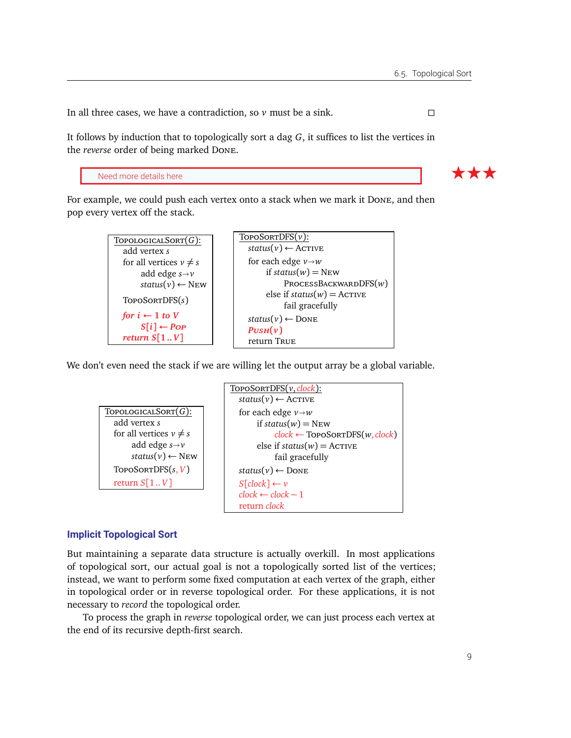In all three cases, we have a contradiction, so $v$ must be a sink. □

It follows by induction that to topologically sort a dag $G$, it suffices to list the vertices in the *reverse* order of being marked DONE.

Need more details here ★★★

For example, we could push each vertex onto a stack when we mark it DONE, and then pop every vertex off the stack.

```
TOPOLOGICALSORT(G):
  add vertex s
  for all vertices v ≠ s
      add edge s→v
      status(v) ← NEW
  TOPOSORTDFS(s)
  for i ← 1 to V
      S[i] ← POP
  return S[1..V]
```

```
TOPOSORTDFS(v):
  status(v) ← ACTIVE
  for each edge v→w
      if status(w) = NEW
          PROCESSBACKWARDDFS(w)
      else if status(w) = ACTIVE
          fail gracefully
  status(v) ← DONE
  PUSH(v)
  return TRUE
```

We don't even need the stack if we are willing let the output array be a global variable.

```
TOPOLOGICALSORT(G):
  add vertex s
  for all vertices v ≠ s
      add edge s→v
      status(v) ← NEW
  TOPOSORTDFS(s, V)
  return S[1..V]
```

```
TOPOSORTDFS(v, clock):
  status(v) ← ACTIVE
  for each edge v→w
      if status(w) = NEW
          clock ← TOPOSORTDFS(w, clock)
      else if status(w) = ACTIVE
          fail gracefully
  status(v) ← DONE
  S[clock] ← v
  clock ← clock − 1
  return clock
```

### Implicit Topological Sort

But maintaining a separate data structure is actually overkill. In most applications of topological sort, our actual goal is not a topologically sorted list of the vertices; instead, we want to perform some fixed computation at each vertex of the graph, either in topological order or in reverse topological order. For these applications, it is not necessary to *record* the topological order.

To process the graph in *reverse* topological order, we can just process each vertex at the end of its recursive depth-first search.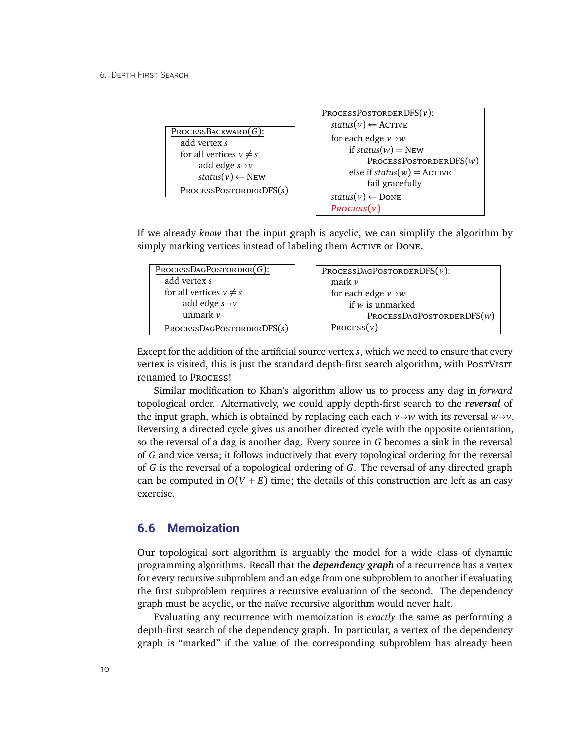```
ProcessBackward(G):
    add vertex s
    for all vertices v ≠ s
        add edge s→v
        status(v) ← New
    ProcessPostorderDFS(s)
```

```
ProcessPostorderDFS(v):
    status(v) ← Active
    for each edge v→w
        if status(w) = New
            ProcessPostorderDFS(w)
        else if status(w) = Active
            fail gracefully
    status(v) ← Done
    Process(v)
```

If we already *know* that the input graph is acyclic, we can simplify the algorithm by simply marking vertices instead of labeling them Active or Done.

```
ProcessDagPostorder(G):
    add vertex s
    for all vertices v ≠ s
        add edge s→v
        unmark v
    ProcessDagPostorderDFS(s)
```

```
ProcessDagPostorderDFS(v):
    mark v
    for each edge v→w
        if w is unmarked
            ProcessDagPostorderDFS(w)
    Process(v)
```

Except for the addition of the artificial source vertex $s$, which we need to ensure that every vertex is visited, this is just the standard depth-first search algorithm, with PostVisit renamed to Process!

Similar modification to Khan's algorithm allow us to process any dag in *forward* topological order. Alternatively, we could apply depth-first search to the ***reversal*** of the input graph, which is obtained by replacing each each $v \to w$ with its reversal $w \to v$. Reversing a directed cycle gives us another directed cycle with the opposite orientation, so the reversal of a dag is another dag. Every source in $G$ becomes a sink in the reversal of $G$ and vice versa; it follows inductively that every topological ordering for the reversal of $G$ is the reversal of a topological ordering of $G$. The reversal of any directed graph can be computed in $O(V + E)$ time; the details of this construction are left as an easy exercise.

## 6.6 Memoization

Our topological sort algorithm is arguably the model for a wide class of dynamic programming algorithms. Recall that the ***dependency graph*** of a recurrence has a vertex for every recursive subproblem and an edge from one subproblem to another if evaluating the first subproblem requires a recursive evaluation of the second. The dependency graph must be acyclic, or the naïve recursive algorithm would never halt.

Evaluating any recurrence with memoization is *exactly* the same as performing a depth-first search of the dependency graph. In particular, a vertex of the dependency graph is "marked" if the value of the corresponding subproblem has already been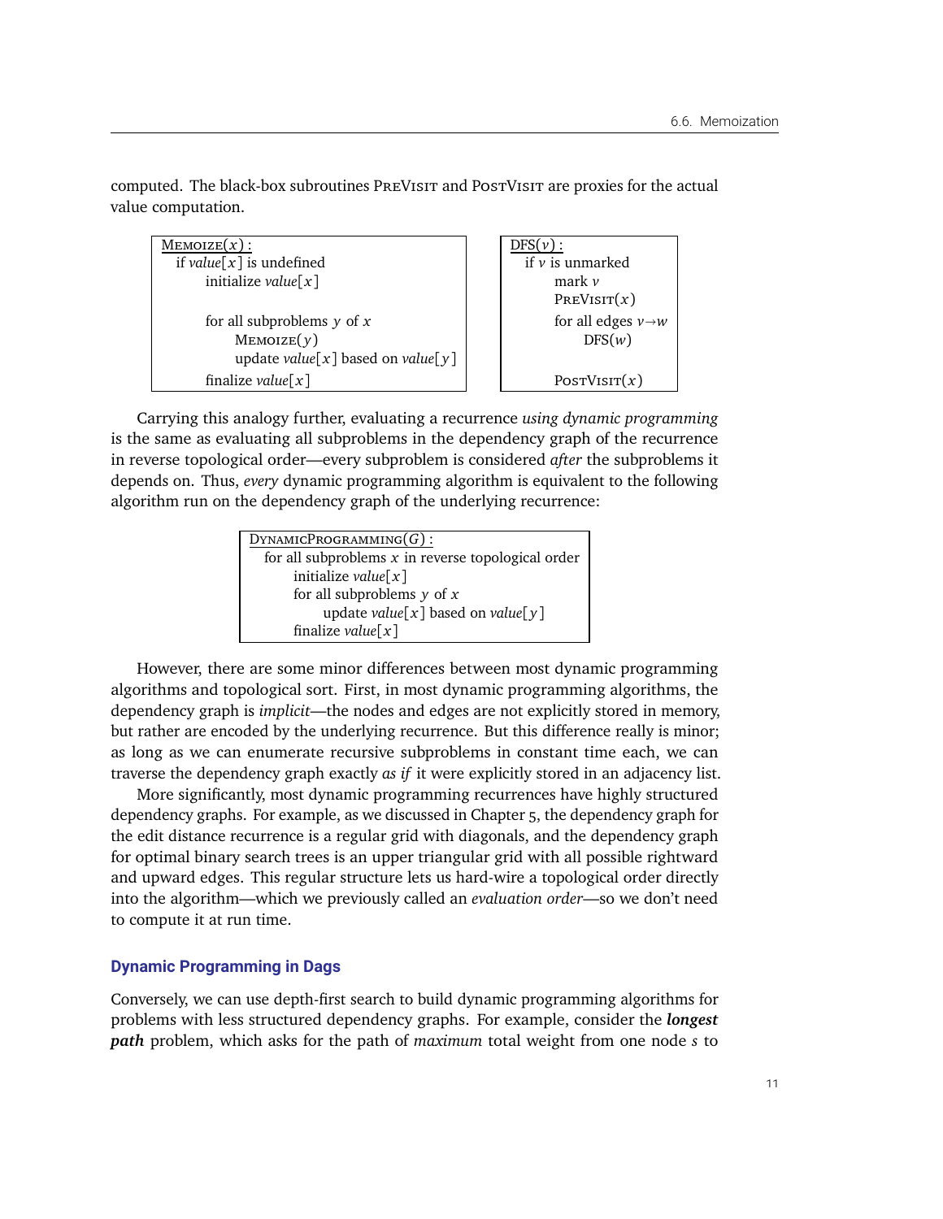computed. The black-box subroutines PreVisit and PostVisit are proxies for the actual value computation.

```
Memoize(x):
  if value[x] is undefined
      initialize value[x]

      for all subproblems y of x
          Memoize(y)
          update value[x] based on value[y]
      finalize value[x]
```

```
DFS(v):
  if v is unmarked
      mark v
      PreVisit(x)
      for all edges v→w
          DFS(w)

      PostVisit(x)
```

Carrying this analogy further, evaluating a recurrence *using dynamic programming* is the same as evaluating all subproblems in the dependency graph of the recurrence in reverse topological order—every subproblem is considered *after* the subproblems it depends on. Thus, *every* dynamic programming algorithm is equivalent to the following algorithm run on the dependency graph of the underlying recurrence:

```
DynamicProgramming(G):
  for all subproblems x in reverse topological order
      initialize value[x]
      for all subproblems y of x
          update value[x] based on value[y]
      finalize value[x]
```

However, there are some minor differences between most dynamic programming algorithms and topological sort. First, in most dynamic programming algorithms, the dependency graph is *implicit*—the nodes and edges are not explicitly stored in memory, but rather are encoded by the underlying recurrence. But this difference really is minor; as long as we can enumerate recursive subproblems in constant time each, we can traverse the dependency graph exactly *as if* it were explicitly stored in an adjacency list.

More significantly, most dynamic programming recurrences have highly structured dependency graphs. For example, as we discussed in Chapter 5, the dependency graph for the edit distance recurrence is a regular grid with diagonals, and the dependency graph for optimal binary search trees is an upper triangular grid with all possible rightward and upward edges. This regular structure lets us hard-wire a topological order directly into the algorithm—which we previously called an *evaluation order*—so we don't need to compute it at run time.

### Dynamic Programming in Dags

Conversely, we can use depth-first search to build dynamic programming algorithms for problems with less structured dependency graphs. For example, consider the ***longest path*** problem, which asks for the path of *maximum* total weight from one node $s$ to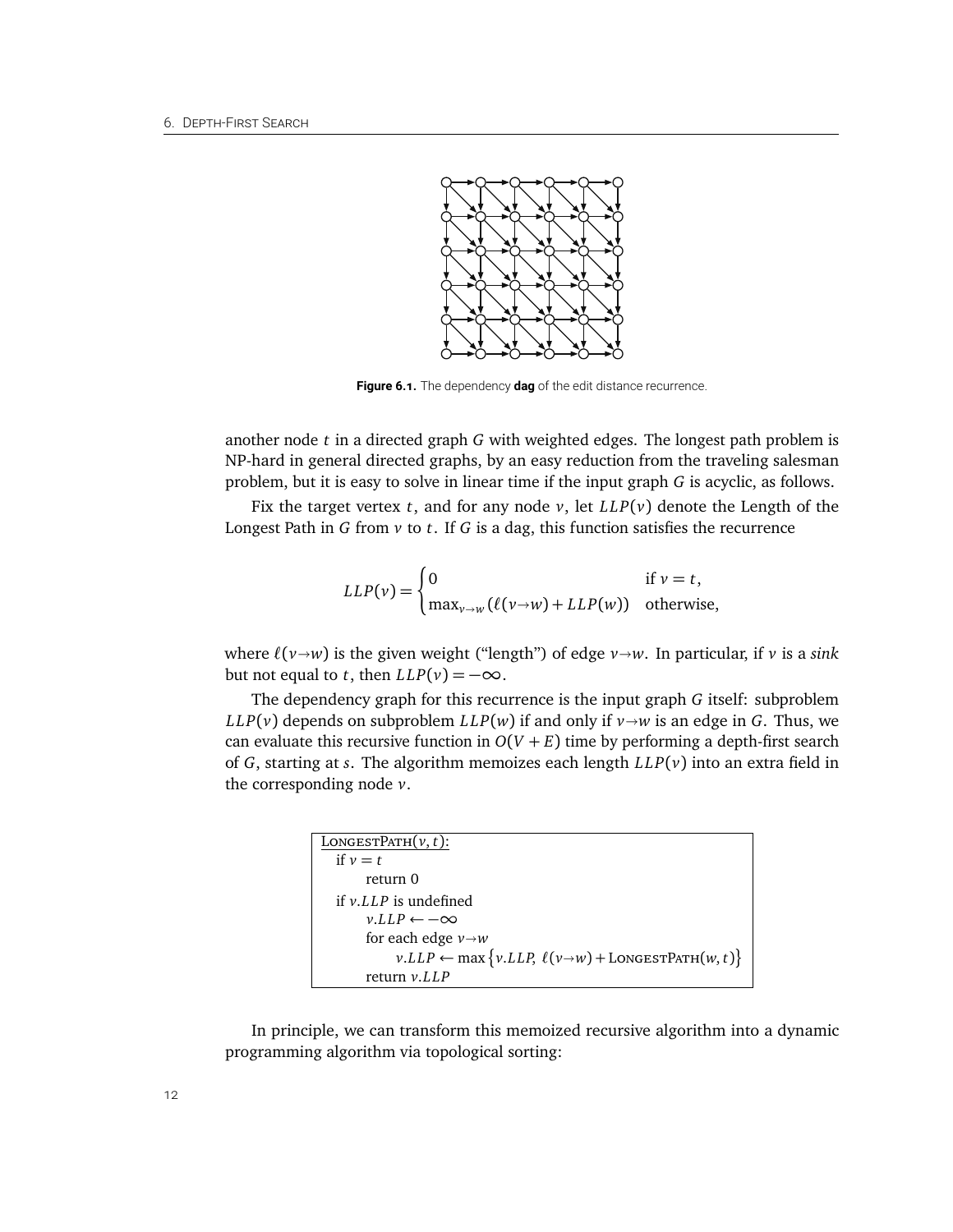Figure 6.1. The dependency **dag** of the edit distance recurrence.

another node $t$ in a directed graph $G$ with weighted edges. The longest path problem is NP-hard in general directed graphs, by an easy reduction from the traveling salesman problem, but it is easy to solve in linear time if the input graph $G$ is acyclic, as follows.

Fix the target vertex $t$, and for any node $v$, let $LLP(v)$ denote the Length of the Longest Path in $G$ from $v$ to $t$. If $G$ is a dag, this function satisfies the recurrence

$$LLP(v) = \begin{cases} 0 & \text{if } v = t, \\ \max_{v \to w} \left(\ell(v \to w) + LLP(w)\right) & \text{otherwise,} \end{cases}$$

where $\ell(v \to w)$ is the given weight ("length") of edge $v \to w$. In particular, if $v$ is a *sink* but not equal to $t$, then $LLP(v) = -\infty$.

The dependency graph for this recurrence is the input graph $G$ itself: subproblem $LLP(v)$ depends on subproblem $LLP(w)$ if and only if $v \to w$ is an edge in $G$. Thus, we can evaluate this recursive function in $O(V + E)$ time by performing a depth-first search of $G$, starting at $s$. The algorithm memoizes each length $LLP(v)$ into an extra field in the corresponding node $v$.

```
LongestPath(v, t):
  if v = t
      return 0
  if v.LLP is undefined
      v.LLP ← −∞
      for each edge v→w
          v.LLP ← max{v.LLP, ℓ(v→w) + LongestPath(w, t)}
      return v.LLP
```

In principle, we can transform this memoized recursive algorithm into a dynamic programming algorithm via topological sorting: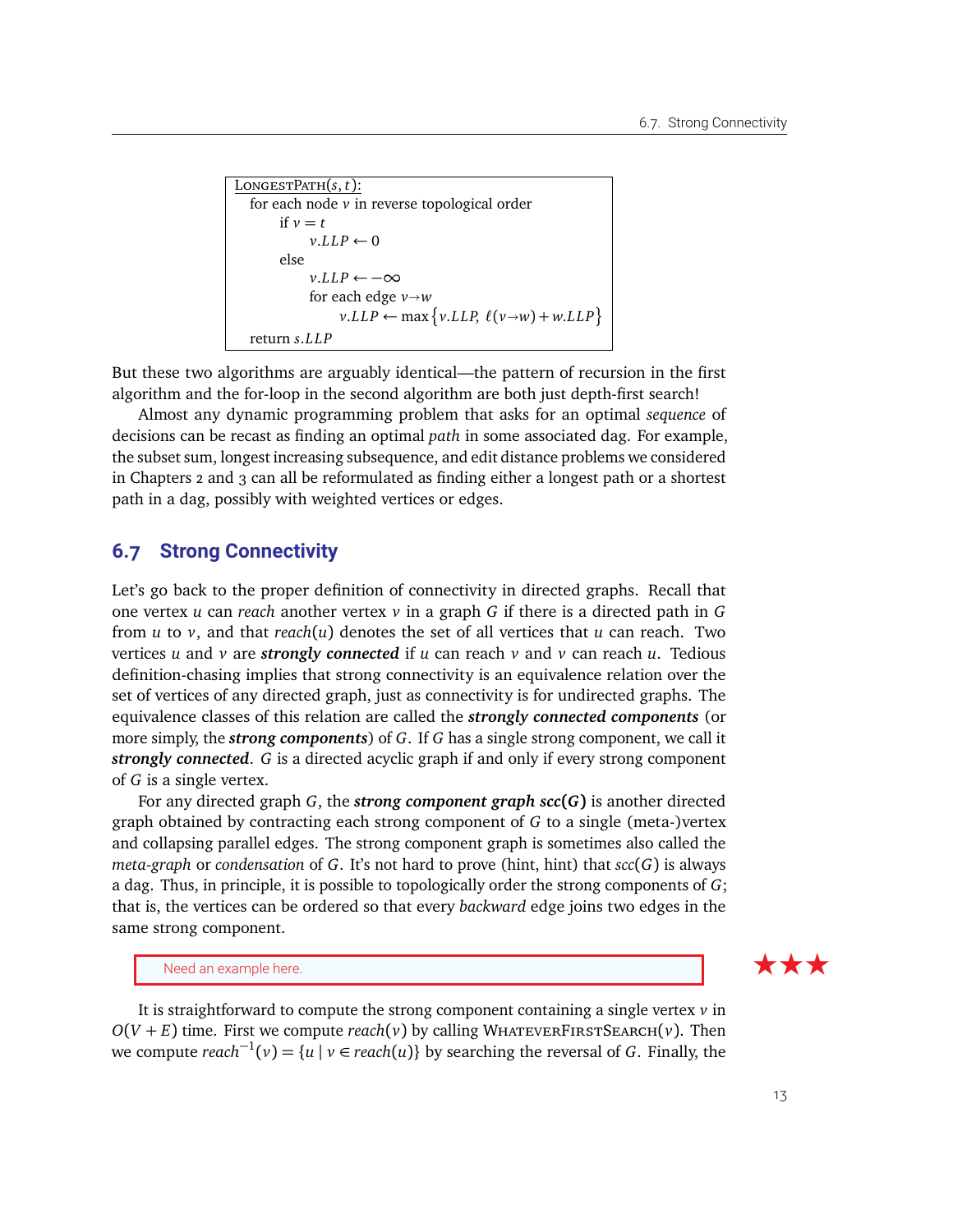```
LongestPath(s, t):
  for each node v in reverse topological order
    if v = t
      v.LLP ← 0
    else
      v.LLP ← −∞
      for each edge v→w
        v.LLP ← max{v.LLP, ℓ(v→w) + w.LLP}
  return s.LLP
```

But these two algorithms are arguably identical—the pattern of recursion in the first algorithm and the for-loop in the second algorithm are both just depth-first search!

Almost any dynamic programming problem that asks for an optimal *sequence* of decisions can be recast as finding an optimal *path* in some associated dag. For example, the subset sum, longest increasing subsequence, and edit distance problems we considered in Chapters 2 and 3 can all be reformulated as finding either a longest path or a shortest path in a dag, possibly with weighted vertices or edges.

## 6.7 Strong Connectivity

Let's go back to the proper definition of connectivity in directed graphs. Recall that one vertex $u$ can *reach* another vertex $v$ in a graph $G$ if there is a directed path in $G$ from $u$ to $v$, and that $reach(u)$ denotes the set of all vertices that $u$ can reach. Two vertices $u$ and $v$ are ***strongly connected*** if $u$ can reach $v$ and $v$ can reach $u$. Tedious definition-chasing implies that strong connectivity is an equivalence relation over the set of vertices of any directed graph, just as connectivity is for undirected graphs. The equivalence classes of this relation are called the ***strongly connected components*** (or more simply, the ***strong components***) of $G$. If $G$ has a single strong component, we call it ***strongly connected***. $G$ is a directed acyclic graph if and only if every strong component of $G$ is a single vertex.

For any directed graph $G$, the ***strong component graph*** $\boldsymbol{scc(G)}$ is another directed graph obtained by contracting each strong component of $G$ to a single (meta-)vertex and collapsing parallel edges. The strong component graph is sometimes also called the *meta-graph* or *condensation* of $G$. It's not hard to prove (hint, hint) that $scc(G)$ is always a dag. Thus, in principle, it is possible to topologically order the strong components of $G$; that is, the vertices can be ordered so that every *backward* edge joins two edges in the same strong component.

Need an example here. ★★★

It is straightforward to compute the strong component containing a single vertex $v$ in $O(V + E)$ time. First we compute $reach(v)$ by calling WhateverFirstSearch($v$). Then we compute $reach^{-1}(v) = \{u \mid v \in reach(u)\}$ by searching the reversal of $G$. Finally, the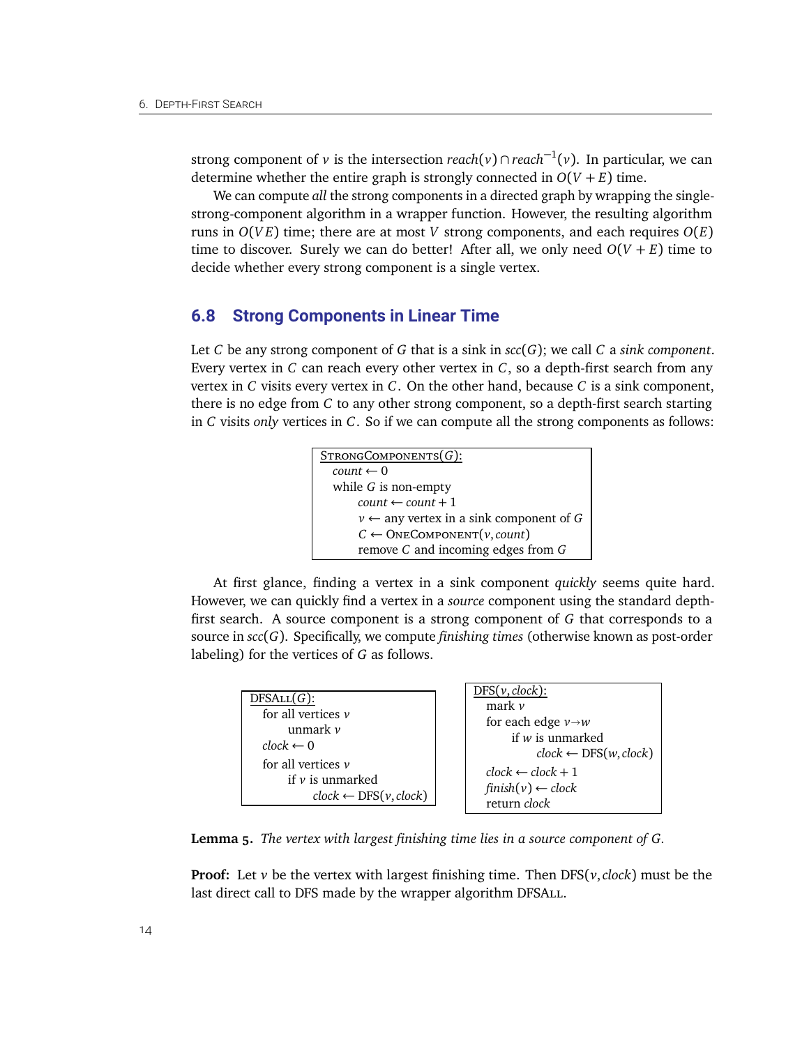strong component of $v$ is the intersection $reach(v) \cap reach^{-1}(v)$. In particular, we can determine whether the entire graph is strongly connected in $O(V + E)$ time.

We can compute *all* the strong components in a directed graph by wrapping the single-strong-component algorithm in a wrapper function. However, the resulting algorithm runs in $O(VE)$ time; there are at most $V$ strong components, and each requires $O(E)$ time to discover. Surely we can do better! After all, we only need $O(V + E)$ time to decide whether every strong component is a single vertex.

## 6.8 Strong Components in Linear Time

Let $C$ be any strong component of $G$ that is a sink in $scc(G)$; we call $C$ a *sink component*. Every vertex in $C$ can reach every other vertex in $C$, so a depth-first search from any vertex in $C$ visits every vertex in $C$. On the other hand, because $C$ is a sink component, there is no edge from $C$ to any other strong component, so a depth-first search starting in $C$ visits *only* vertices in $C$. So if we can compute all the strong components as follows:

```
StrongComponents(G):
  count ← 0
  while G is non-empty
      count ← count + 1
      v ← any vertex in a sink component of G
      C ← OneComponent(v, count)
      remove C and incoming edges from G
```

At first glance, finding a vertex in a sink component *quickly* seems quite hard. However, we can quickly find a vertex in a *source* component using the standard depth-first search. A source component is a strong component of $G$ that corresponds to a source in $scc(G)$. Specifically, we compute *finishing times* (otherwise known as post-order labeling) for the vertices of $G$ as follows.

```
DFSAll(G):
  for all vertices v
      unmark v
  clock ← 0
  for all vertices v
      if v is unmarked
          clock ← DFS(v, clock)
```

```
DFS(v, clock):
  mark v
  for each edge v→w
      if w is unmarked
          clock ← DFS(w, clock)
  clock ← clock + 1
  finish(v) ← clock
  return clock
```

**Lemma 5.** *The vertex with largest finishing time lies in a source component of $G$.*

**Proof:** Let $v$ be the vertex with largest finishing time. Then DFS($v$, $clock$) must be the last direct call to DFS made by the wrapper algorithm DFSAll.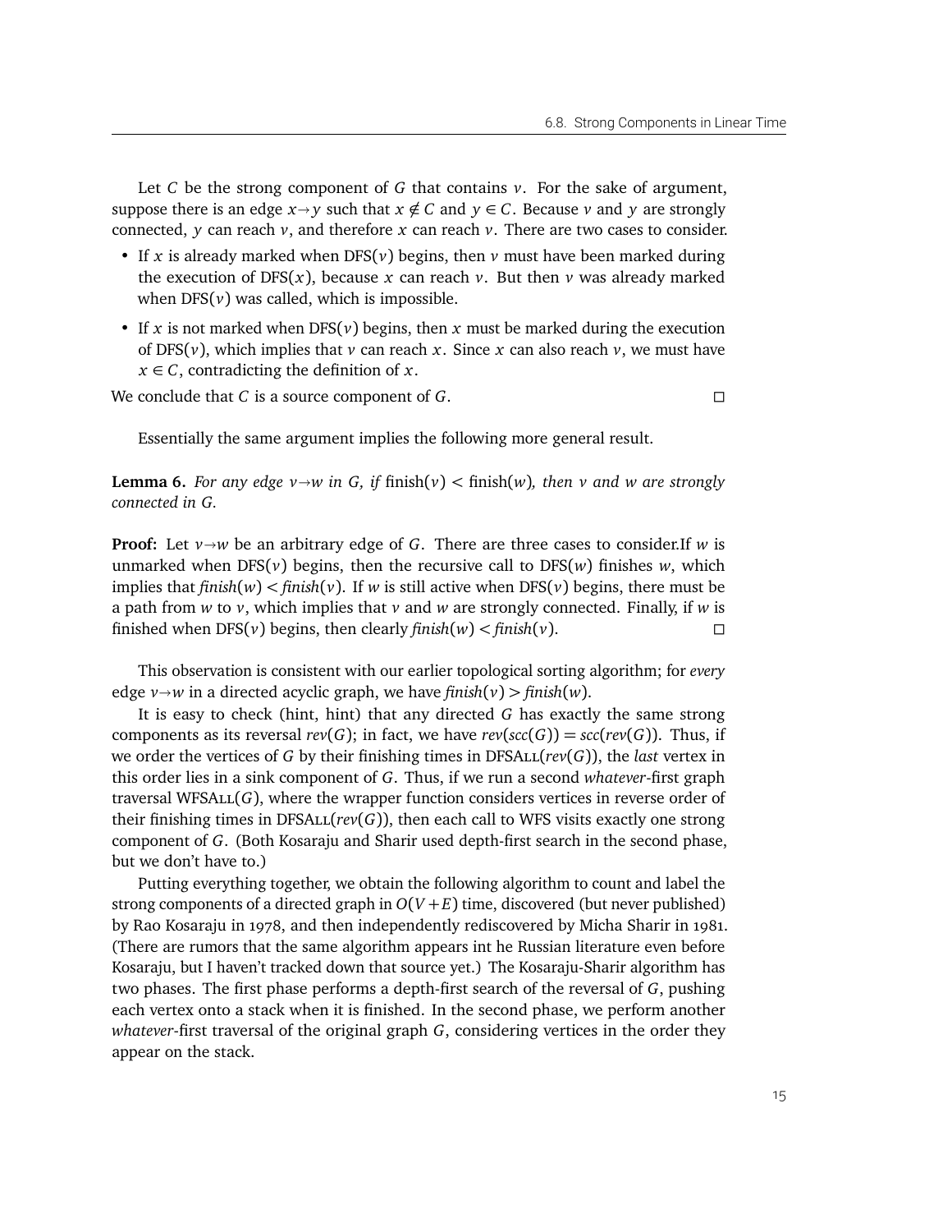Let $C$ be the strong component of $G$ that contains $v$. For the sake of argument, suppose there is an edge $x \rightarrow y$ such that $x \notin C$ and $y \in C$. Because $v$ and $y$ are strongly connected, $y$ can reach $v$, and therefore $x$ can reach $v$. There are two cases to consider.

- If $x$ is already marked when DFS($v$) begins, then $v$ must have been marked during the execution of DFS($x$), because $x$ can reach $v$. But then $v$ was already marked when DFS($v$) was called, which is impossible.
- If $x$ is not marked when DFS($v$) begins, then $x$ must be marked during the execution of DFS($v$), which implies that $v$ can reach $x$. Since $x$ can also reach $v$, we must have $x \in C$, contradicting the definition of $x$.

We conclude that $C$ is a source component of $G$. □

Essentially the same argument implies the following more general result.

**Lemma 6.** *For any edge $v \rightarrow w$ in $G$, if* finish($v$) < finish($w$)*, then $v$ and $w$ are strongly connected in $G$.*

**Proof:** Let $v \rightarrow w$ be an arbitrary edge of $G$. There are three cases to consider.If $w$ is unmarked when DFS($v$) begins, then the recursive call to DFS($w$) finishes $w$, which implies that *finish*($w$) < *finish*($v$). If $w$ is still active when DFS($v$) begins, there must be a path from $w$ to $v$, which implies that $v$ and $w$ are strongly connected. Finally, if $w$ is finished when DFS($v$) begins, then clearly *finish*($w$) < *finish*($v$). □

This observation is consistent with our earlier topological sorting algorithm; for *every* edge $v \rightarrow w$ in a directed acyclic graph, we have *finish*($v$) > *finish*($w$).

It is easy to check (hint, hint) that any directed $G$ has exactly the same strong components as its reversal *rev*($G$); in fact, we have *rev*(*scc*($G$)) = *scc*(*rev*($G$)). Thus, if we order the vertices of $G$ by their finishing times in DFSALL(*rev*($G$)), the *last* vertex in this order lies in a sink component of $G$. Thus, if we run a second *whatever*-first graph traversal WFSALL($G$), where the wrapper function considers vertices in reverse order of their finishing times in DFSALL(*rev*($G$)), then each call to WFS visits exactly one strong component of $G$. (Both Kosaraju and Sharir used depth-first search in the second phase, but we don't have to.)

Putting everything together, we obtain the following algorithm to count and label the strong components of a directed graph in $O(V+E)$ time, discovered (but never published) by Rao Kosaraju in 1978, and then independently rediscovered by Micha Sharir in 1981. (There are rumors that the same algorithm appears int he Russian literature even before Kosaraju, but I haven't tracked down that source yet.) The Kosaraju-Sharir algorithm has two phases. The first phase performs a depth-first search of the reversal of $G$, pushing each vertex onto a stack when it is finished. In the second phase, we perform another *whatever*-first traversal of the original graph $G$, considering vertices in the order they appear on the stack.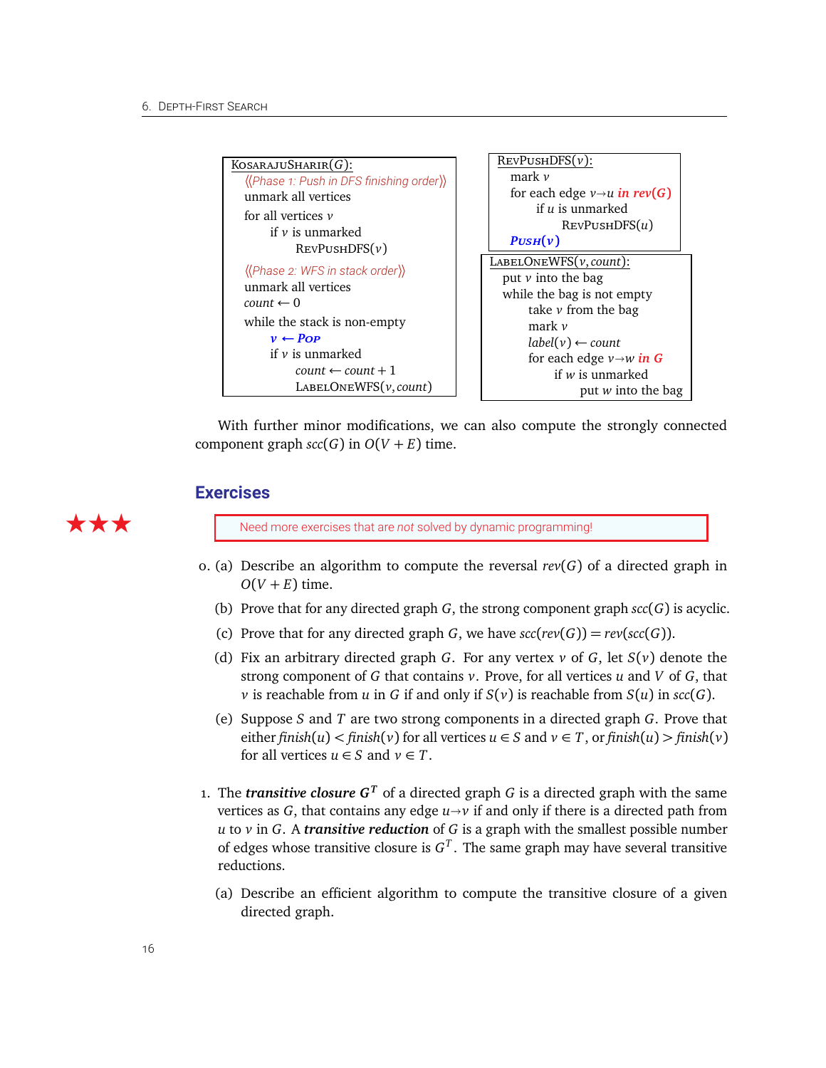```
KosarajuSharir(G):
  ⟨⟨Phase 1: Push in DFS finishing order⟩⟩
  unmark all vertices
  for all vertices v
      if v is unmarked
          RevPushDFS(v)
  ⟨⟨Phase 2: WFS in stack order⟩⟩
  unmark all vertices
  count ← 0
  while the stack is non-empty
      v ← Pop
      if v is unmarked
          count ← count + 1
          LabelOneWFS(v, count)
```

```
RevPushDFS(v):
  mark v
  for each edge v→u in rev(G)
      if u is unmarked
          RevPushDFS(u)
  Push(v)
```

```
LabelOneWFS(v, count):
  put v into the bag
  while the bag is not empty
      take v from the bag
      mark v
      label(v) ← count
      for each edge v→w in G
          if w is unmarked
              put w into the bag
```

With further minor modifications, we can also compute the strongly connected component graph $scc(G)$ in $O(V + E)$ time.

## Exercises

★★★ Need more exercises that are *not* solved by dynamic programming!

0. (a) Describe an algorithm to compute the reversal $rev(G)$ of a directed graph in $O(V + E)$ time.

   (b) Prove that for any directed graph $G$, the strong component graph $scc(G)$ is acyclic.

   (c) Prove that for any directed graph $G$, we have $scc(rev(G)) = rev(scc(G))$.

   (d) Fix an arbitrary directed graph $G$. For any vertex $v$ of $G$, let $S(v)$ denote the strong component of $G$ that contains $v$. Prove, for all vertices $u$ and $V$ of $G$, that $v$ is reachable from $u$ in $G$ if and only if $S(v)$ is reachable from $S(u)$ in $scc(G)$.

   (e) Suppose $S$ and $T$ are two strong components in a directed graph $G$. Prove that either $finish(u) < finish(v)$ for all vertices $u \in S$ and $v \in T$, or $finish(u) > finish(v)$ for all vertices $u \in S$ and $v \in T$.

1. The ***transitive closure*** $G^T$ of a directed graph $G$ is a directed graph with the same vertices as $G$, that contains any edge $u \rightarrow v$ if and only if there is a directed path from $u$ to $v$ in $G$. A ***transitive reduction*** of $G$ is a graph with the smallest possible number of edges whose transitive closure is $G^T$. The same graph may have several transitive reductions.

   (a) Describe an efficient algorithm to compute the transitive closure of a given directed graph.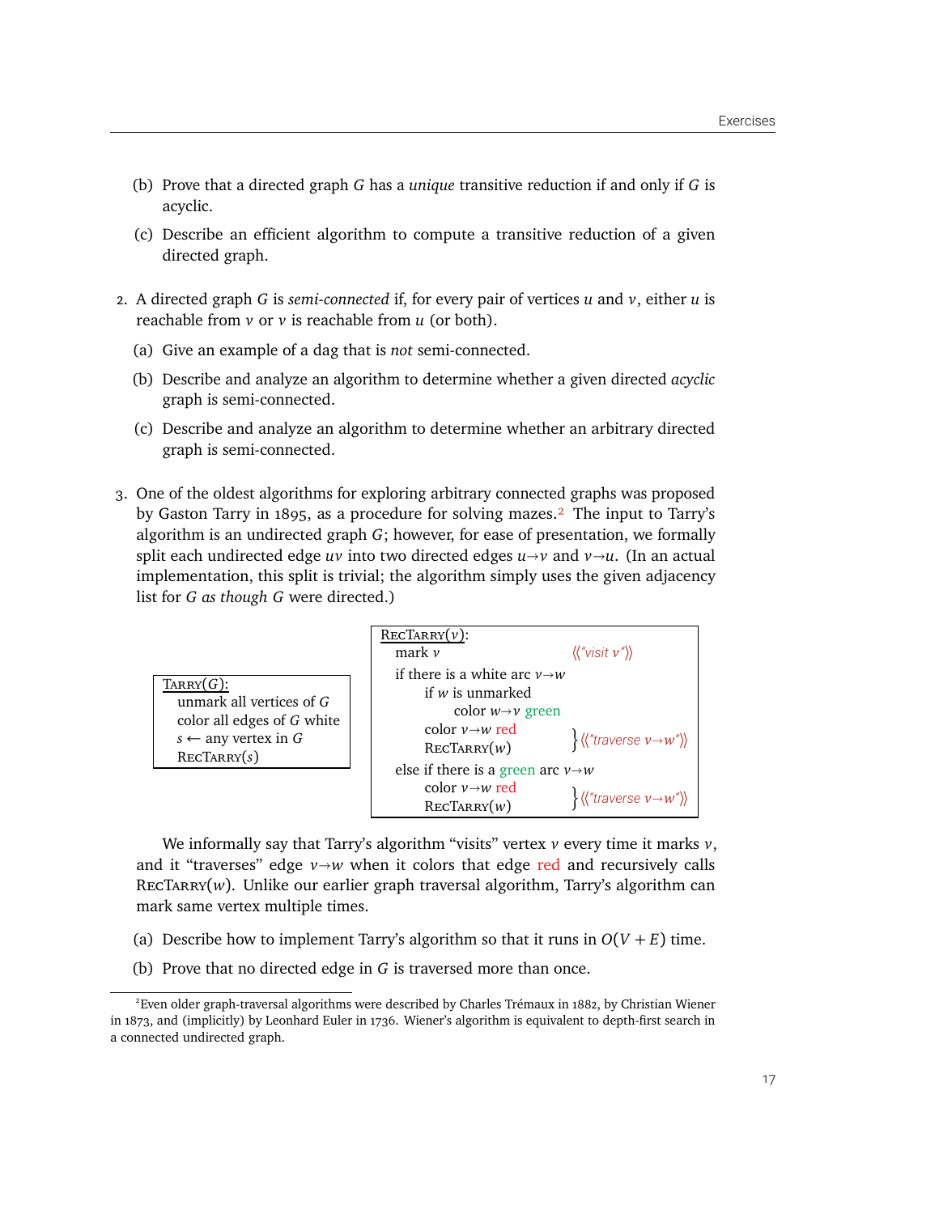(b) Prove that a directed graph $G$ has a *unique* transitive reduction if and only if $G$ is acyclic.

(c) Describe an efficient algorithm to compute a transitive reduction of a given directed graph.

2. A directed graph $G$ is *semi-connected* if, for every pair of vertices $u$ and $v$, either $u$ is reachable from $v$ or $v$ is reachable from $u$ (or both).

   (a) Give an example of a dag that is *not* semi-connected.

   (b) Describe and analyze an algorithm to determine whether a given directed *acyclic* graph is semi-connected.

   (c) Describe and analyze an algorithm to determine whether an arbitrary directed graph is semi-connected.

3. One of the oldest algorithms for exploring arbitrary connected graphs was proposed by Gaston Tarry in 1895, as a procedure for solving mazes.[2] The input to Tarry's algorithm is an undirected graph $G$; however, for ease of presentation, we formally split each undirected edge $uv$ into two directed edges $u \to v$ and $v \to u$. (In an actual implementation, this split is trivial; the algorithm simply uses the given adjacency list for $G$ *as though* $G$ were directed.)

```
TARRY(G):
  unmark all vertices of G
  color all edges of G white
  s ← any vertex in G
  RECTARRY(s)
```

```
RECTARRY(v):
  mark v                              ⟨⟨"visit v"⟩⟩
  if there is a white arc v→w
      if w is unmarked
          color w→v green
      color v→w red                   ⟩
      RECTARRY(w)                     ⟩ ⟨⟨"traverse v→w"⟩⟩
  else if there is a green arc v→w
      color v→w red                   ⟩
      RECTARRY(w)                     ⟩ ⟨⟨"traverse v→w"⟩⟩
```

We informally say that Tarry's algorithm "visits" vertex $v$ every time it marks $v$, and it "traverses" edge $v \to w$ when it colors that edge red and recursively calls RECTARRY($w$). Unlike our earlier graph traversal algorithm, Tarry's algorithm can mark same vertex multiple times.

   (a) Describe how to implement Tarry's algorithm so that it runs in $O(V + E)$ time.

   (b) Prove that no directed edge in $G$ is traversed more than once.

[2] Even older graph-traversal algorithms were described by Charles Trémaux in 1882, by Christian Wiener in 1873, and (implicitly) by Leonhard Euler in 1736. Wiener's algorithm is equivalent to depth-first search in a connected undirected graph.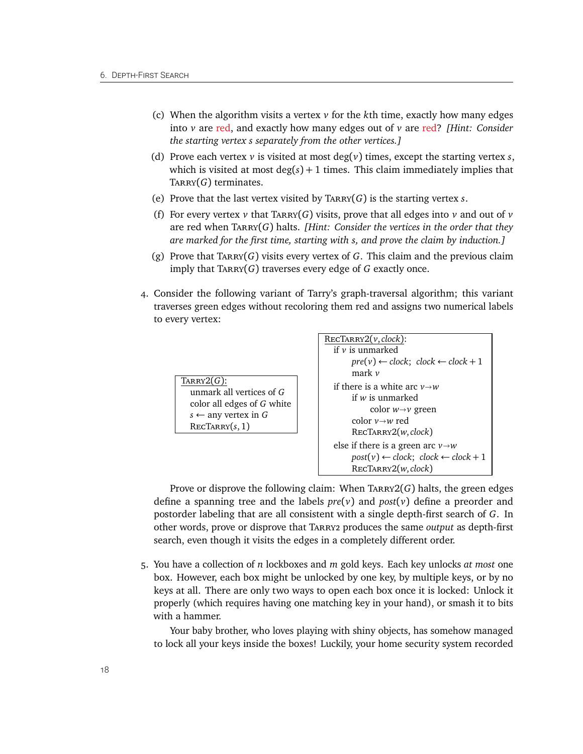(c) When the algorithm visits a vertex $v$ for the $k$th time, exactly how many edges into $v$ are red, and exactly how many edges out of $v$ are red? *[Hint: Consider the starting vertex s separately from the other vertices.]*

(d) Prove each vertex $v$ is visited at most $\deg(v)$ times, except the starting vertex $s$, which is visited at most $\deg(s)+1$ times. This claim immediately implies that Tarry($G$) terminates.

(e) Prove that the last vertex visited by Tarry($G$) is the starting vertex $s$.

(f) For every vertex $v$ that Tarry($G$) visits, prove that all edges into $v$ and out of $v$ are red when Tarry($G$) halts. *[Hint: Consider the vertices in the order that they are marked for the first time, starting with s, and prove the claim by induction.]*

(g) Prove that Tarry($G$) visits every vertex of $G$. This claim and the previous claim imply that Tarry($G$) traverses every edge of $G$ exactly once.

4. Consider the following variant of Tarry's graph-traversal algorithm; this variant traverses green edges without recoloring them red and assigns two numerical labels to every vertex:

```
Tarry2(G):
  unmark all vertices of G
  color all edges of G white
  s ← any vertex in G
  RecTarry(s, 1)
```

```
RecTarry2(v, clock):
  if v is unmarked
      pre(v) ← clock;  clock ← clock + 1
      mark v
  if there is a white arc v→w
      if w is unmarked
          color w→v green
      color v→w red
      RecTarry2(w, clock)
  else if there is a green arc v→w
      post(v) ← clock;  clock ← clock + 1
      RecTarry2(w, clock)
```

Prove or disprove the following claim: When Tarry2($G$) halts, the green edges define a spanning tree and the labels $pre(v)$ and $post(v)$ define a preorder and postorder labeling that are all consistent with a single depth-first search of $G$. In other words, prove or disprove that Tarry2 produces the same *output* as depth-first search, even though it visits the edges in a completely different order.

5. You have a collection of $n$ lockboxes and $m$ gold keys. Each key unlocks *at most* one box. However, each box might be unlocked by one key, by multiple keys, or by no keys at all. There are only two ways to open each box once it is locked: Unlock it properly (which requires having one matching key in your hand), or smash it to bits with a hammer.

Your baby brother, who loves playing with shiny objects, has somehow managed to lock all your keys inside the boxes! Luckily, your home security system recorded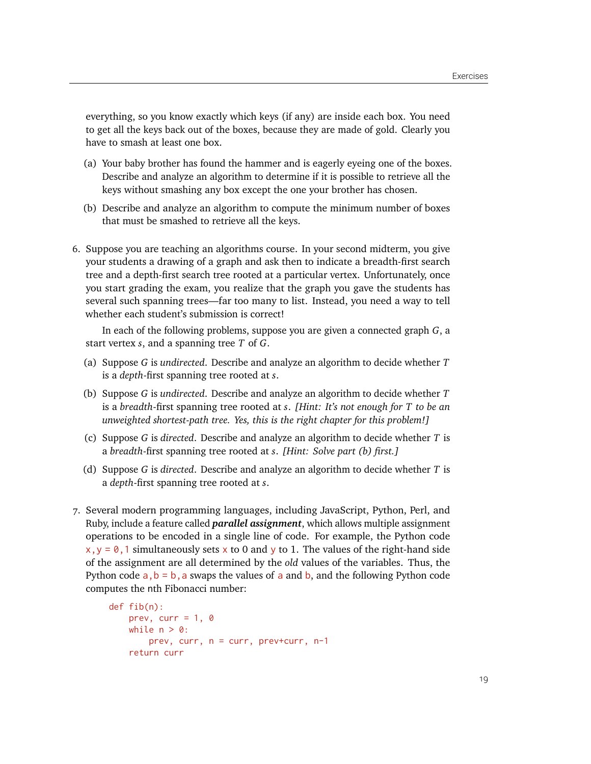everything, so you know exactly which keys (if any) are inside each box. You need to get all the keys back out of the boxes, because they are made of gold. Clearly you have to smash at least one box.

(a) Your baby brother has found the hammer and is eagerly eyeing one of the boxes. Describe and analyze an algorithm to determine if it is possible to retrieve all the keys without smashing any box except the one your brother has chosen.

(b) Describe and analyze an algorithm to compute the minimum number of boxes that must be smashed to retrieve all the keys.

6. Suppose you are teaching an algorithms course. In your second midterm, you give your students a drawing of a graph and ask then to indicate a breadth-first search tree and a depth-first search tree rooted at a particular vertex. Unfortunately, once you start grading the exam, you realize that the graph you gave the students has several such spanning trees—far too many to list. Instead, you need a way to tell whether each student's submission is correct!

   In each of the following problems, suppose you are given a connected graph $G$, a start vertex $s$, and a spanning tree $T$ of $G$.

   (a) Suppose $G$ is *undirected*. Describe and analyze an algorithm to decide whether $T$ is a *depth*-first spanning tree rooted at $s$.

   (b) Suppose $G$ is *undirected*. Describe and analyze an algorithm to decide whether $T$ is a *breadth*-first spanning tree rooted at $s$. *[Hint: It's not enough for $T$ to be an unweighted shortest-path tree. Yes, this is the right chapter for this problem!]*

   (c) Suppose $G$ is *directed*. Describe and analyze an algorithm to decide whether $T$ is a *breadth*-first spanning tree rooted at $s$. *[Hint: Solve part (b) first.]*

   (d) Suppose $G$ is *directed*. Describe and analyze an algorithm to decide whether $T$ is a *depth*-first spanning tree rooted at $s$.

7. Several modern programming languages, including JavaScript, Python, Perl, and Ruby, include a feature called ***parallel assignment***, which allows multiple assignment operations to be encoded in a single line of code. For example, the Python code `x,y = 0,1` simultaneously sets `x` to 0 and `y` to 1. The values of the right-hand side of the assignment are all determined by the *old* values of the variables. Thus, the Python code `a,b = b,a` swaps the values of `a` and `b`, and the following Python code computes the nth Fibonacci number:

```
def fib(n):
    prev, curr = 1, 0
    while n > 0:
        prev, curr, n = curr, prev+curr, n-1
    return curr
```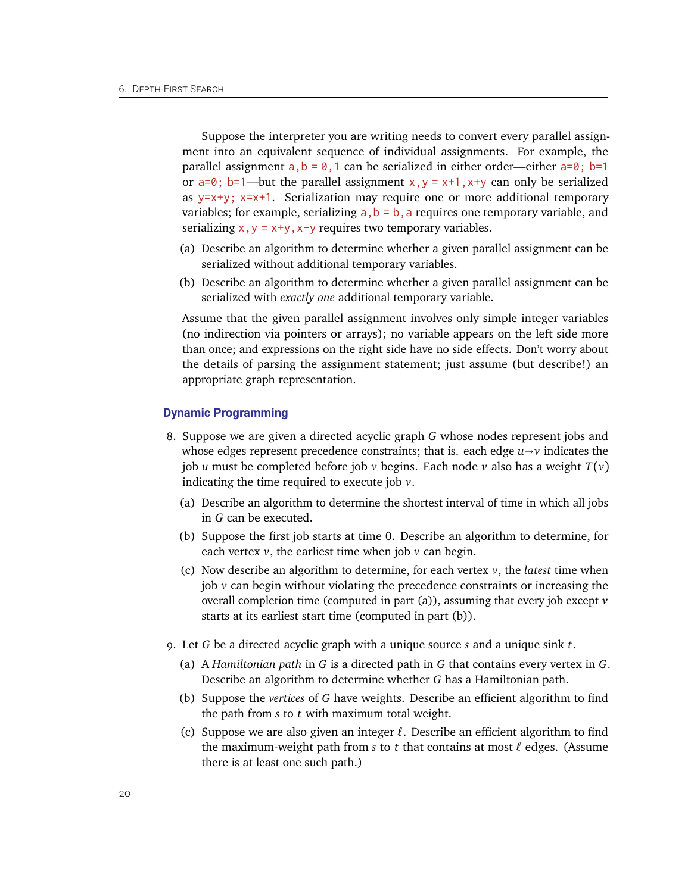Suppose the interpreter you are writing needs to convert every parallel assignment into an equivalent sequence of individual assignments. For example, the parallel assignment `a,b = 0,1` can be serialized in either order—either `a=0; b=1` or `a=0; b=1`—but the parallel assignment `x,y = x+1,x+y` can only be serialized as `y=x+y; x=x+1`. Serialization may require one or more additional temporary variables; for example, serializing `a,b = b,a` requires one temporary variable, and serializing `x,y = x+y,x-y` requires two temporary variables.

(a) Describe an algorithm to determine whether a given parallel assignment can be serialized without additional temporary variables.

(b) Describe an algorithm to determine whether a given parallel assignment can be serialized with *exactly one* additional temporary variable.

Assume that the given parallel assignment involves only simple integer variables (no indirection via pointers or arrays); no variable appears on the left side more than once; and expressions on the right side have no side effects. Don't worry about the details of parsing the assignment statement; just assume (but describe!) an appropriate graph representation.

### Dynamic Programming

8. Suppose we are given a directed acyclic graph $G$ whose nodes represent jobs and whose edges represent precedence constraints; that is. each edge $u \rightarrow v$ indicates the job $u$ must be completed before job $v$ begins. Each node $v$ also has a weight $T(v)$ indicating the time required to execute job $v$.

   (a) Describe an algorithm to determine the shortest interval of time in which all jobs in $G$ can be executed.

   (b) Suppose the first job starts at time 0. Describe an algorithm to determine, for each vertex $v$, the earliest time when job $v$ can begin.

   (c) Now describe an algorithm to determine, for each vertex $v$, the *latest* time when job $v$ can begin without violating the precedence constraints or increasing the overall completion time (computed in part (a)), assuming that every job except $v$ starts at its earliest start time (computed in part (b)).

9. Let $G$ be a directed acyclic graph with a unique source $s$ and a unique sink $t$.

   (a) A *Hamiltonian path* in $G$ is a directed path in $G$ that contains every vertex in $G$. Describe an algorithm to determine whether $G$ has a Hamiltonian path.

   (b) Suppose the *vertices* of $G$ have weights. Describe an efficient algorithm to find the path from $s$ to $t$ with maximum total weight.

   (c) Suppose we are also given an integer $\ell$. Describe an efficient algorithm to find the maximum-weight path from $s$ to $t$ that contains at most $\ell$ edges. (Assume there is at least one such path.)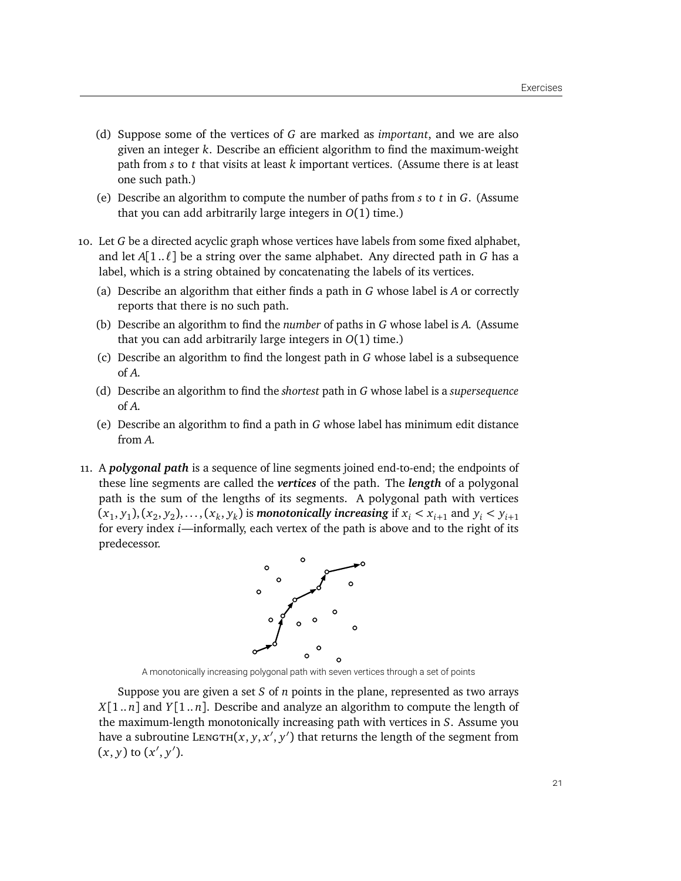(d) Suppose some of the vertices of $G$ are marked as *important*, and we are also given an integer $k$. Describe an efficient algorithm to find the maximum-weight path from $s$ to $t$ that visits at least $k$ important vertices. (Assume there is at least one such path.)

(e) Describe an algorithm to compute the number of paths from $s$ to $t$ in $G$. (Assume that you can add arbitrarily large integers in $O(1)$ time.)

10. Let $G$ be a directed acyclic graph whose vertices have labels from some fixed alphabet, and let $A[1..\ell]$ be a string over the same alphabet. Any directed path in $G$ has a label, which is a string obtained by concatenating the labels of its vertices.

    (a) Describe an algorithm that either finds a path in $G$ whose label is $A$ or correctly reports that there is no such path.

    (b) Describe an algorithm to find the *number* of paths in $G$ whose label is $A$. (Assume that you can add arbitrarily large integers in $O(1)$ time.)

    (c) Describe an algorithm to find the longest path in $G$ whose label is a subsequence of $A$.

    (d) Describe an algorithm to find the *shortest* path in $G$ whose label is a *supersequence* of $A$.

    (e) Describe an algorithm to find a path in $G$ whose label has minimum edit distance from $A$.

11. A ***polygonal path*** is a sequence of line segments joined end-to-end; the endpoints of these line segments are called the ***vertices*** of the path. The ***length*** of a polygonal path is the sum of the lengths of its segments. A polygonal path with vertices $(x_1, y_1), (x_2, y_2), \ldots, (x_k, y_k)$ is ***monotonically increasing*** if $x_i < x_{i+1}$ and $y_i < y_{i+1}$ for every index $i$—informally, each vertex of the path is above and to the right of its predecessor.

    A monotonically increasing polygonal path with seven vertices through a set of points

    Suppose you are given a set $S$ of $n$ points in the plane, represented as two arrays $X[1..n]$ and $Y[1..n]$. Describe and analyze an algorithm to compute the length of the maximum-length monotonically increasing path with vertices in $S$. Assume you have a subroutine LENGTH$(x, y, x', y')$ that returns the length of the segment from $(x, y)$ to $(x', y')$.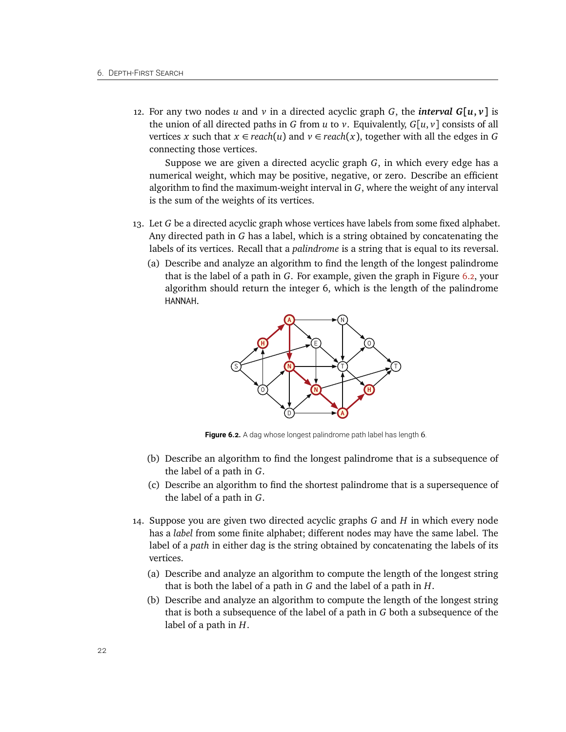12. For any two nodes $u$ and $v$ in a directed acyclic graph $G$, the ***interval*** $G[u,v]$ is the union of all directed paths in $G$ from $u$ to $v$. Equivalently, $G[u,v]$ consists of all vertices $x$ such that $x \in reach(u)$ and $v \in reach(x)$, together with all the edges in $G$ connecting those vertices.

    Suppose we are given a directed acyclic graph $G$, in which every edge has a numerical weight, which may be positive, negative, or zero. Describe an efficient algorithm to find the maximum-weight interval in $G$, where the weight of any interval is the sum of the weights of its vertices.

13. Let $G$ be a directed acyclic graph whose vertices have labels from some fixed alphabet. Any directed path in $G$ has a label, which is a string obtained by concatenating the labels of its vertices. Recall that a *palindrome* is a string that is equal to its reversal.

    (a) Describe and analyze an algorithm to find the length of the longest palindrome that is the label of a path in $G$. For example, given the graph in Figure 6.2, your algorithm should return the integer 6, which is the length of the palindrome HANNAH.

    **Figure 6.2.** A dag whose longest palindrome path label has length 6.

    (b) Describe an algorithm to find the longest palindrome that is a subsequence of the label of a path in $G$.

    (c) Describe an algorithm to find the shortest palindrome that is a supersequence of the label of a path in $G$.

14. Suppose you are given two directed acyclic graphs $G$ and $H$ in which every node has a *label* from some finite alphabet; different nodes may have the same label. The label of a *path* in either dag is the string obtained by concatenating the labels of its vertices.

    (a) Describe and analyze an algorithm to compute the length of the longest string that is both the label of a path in $G$ and the label of a path in $H$.

    (b) Describe and analyze an algorithm to compute the length of the longest string that is both a subsequence of the label of a path in $G$ both a subsequence of the label of a path in $H$.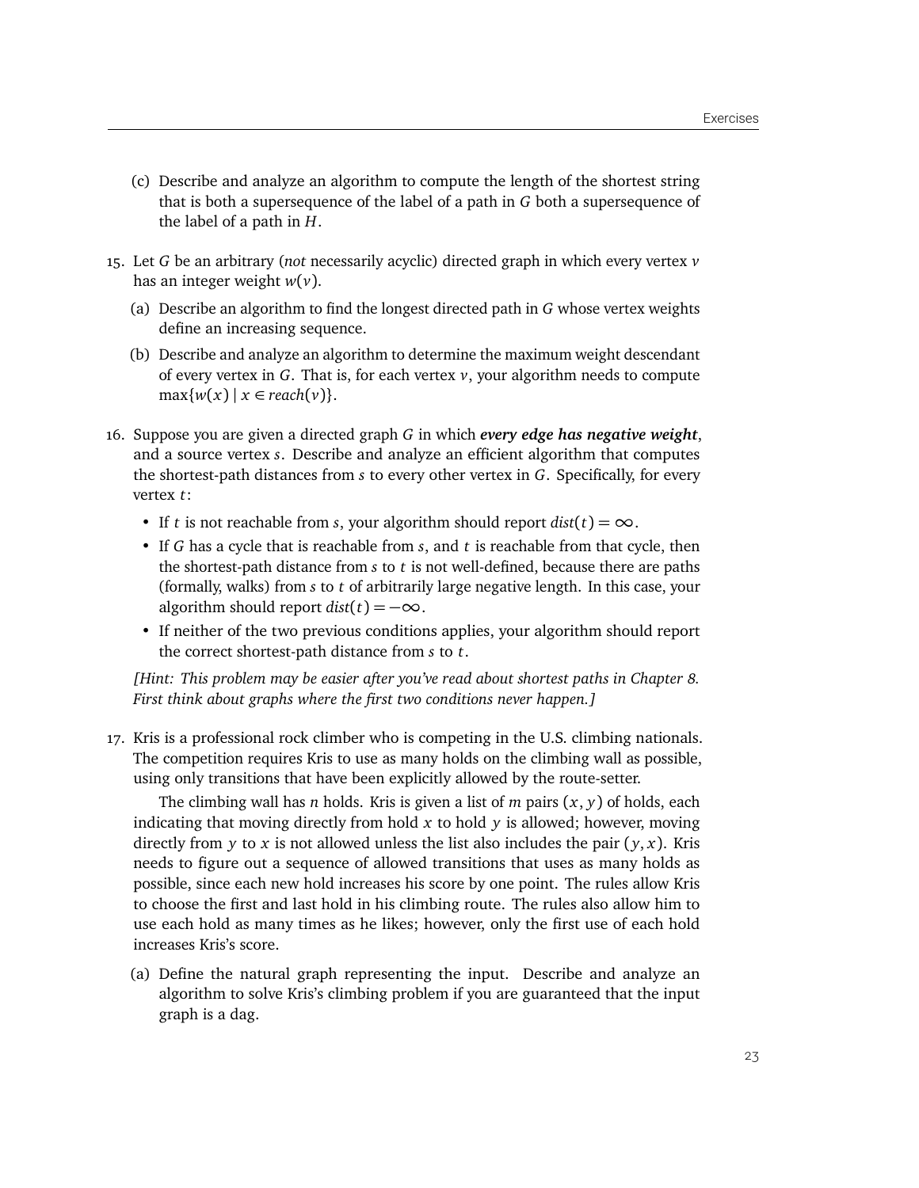(c) Describe and analyze an algorithm to compute the length of the shortest string that is both a supersequence of the label of a path in $G$ both a supersequence of the label of a path in $H$.

15. Let $G$ be an arbitrary (*not* necessarily acyclic) directed graph in which every vertex $v$ has an integer weight $w(v)$.

    (a) Describe an algorithm to find the longest directed path in $G$ whose vertex weights define an increasing sequence.

    (b) Describe and analyze an algorithm to determine the maximum weight descendant of every vertex in $G$. That is, for each vertex $v$, your algorithm needs to compute $\max\{w(x) \mid x \in \mathit{reach}(v)\}$.

16. Suppose you are given a directed graph $G$ in which ***every edge has negative weight***, and a source vertex $s$. Describe and analyze an efficient algorithm that computes the shortest-path distances from $s$ to every other vertex in $G$. Specifically, for every vertex $t$:

    - If $t$ is not reachable from $s$, your algorithm should report $\mathit{dist}(t) = \infty$.
    - If $G$ has a cycle that is reachable from $s$, and $t$ is reachable from that cycle, then the shortest-path distance from $s$ to $t$ is not well-defined, because there are paths (formally, walks) from $s$ to $t$ of arbitrarily large negative length. In this case, your algorithm should report $\mathit{dist}(t) = -\infty$.
    - If neither of the two previous conditions applies, your algorithm should report the correct shortest-path distance from $s$ to $t$.

    *[Hint: This problem may be easier after you've read about shortest paths in Chapter 8. First think about graphs where the first two conditions never happen.]*

17. Kris is a professional rock climber who is competing in the U.S. climbing nationals. The competition requires Kris to use as many holds on the climbing wall as possible, using only transitions that have been explicitly allowed by the route-setter.

    The climbing wall has $n$ holds. Kris is given a list of $m$ pairs $(x, y)$ of holds, each indicating that moving directly from hold $x$ to hold $y$ is allowed; however, moving directly from $y$ to $x$ is not allowed unless the list also includes the pair $(y, x)$. Kris needs to figure out a sequence of allowed transitions that uses as many holds as possible, since each new hold increases his score by one point. The rules allow Kris to choose the first and last hold in his climbing route. The rules also allow him to use each hold as many times as he likes; however, only the first use of each hold increases Kris's score.

    (a) Define the natural graph representing the input. Describe and analyze an algorithm to solve Kris's climbing problem if you are guaranteed that the input graph is a dag.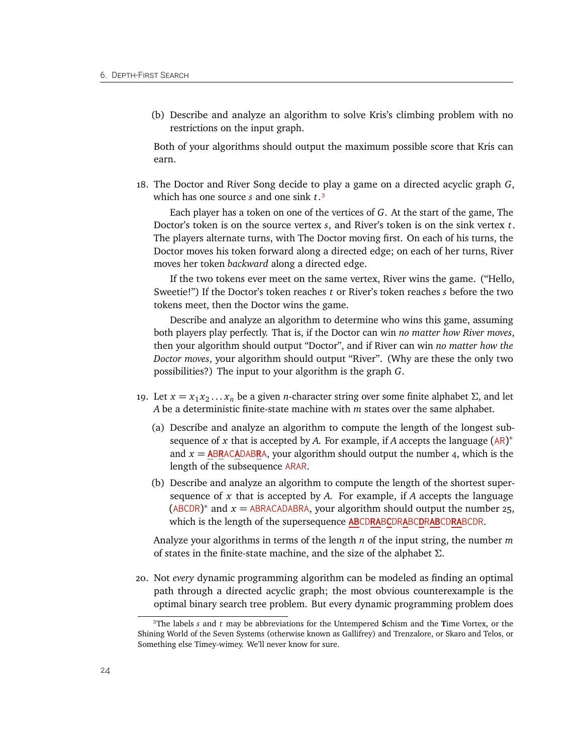(b) Describe and analyze an algorithm to solve Kris's climbing problem with no restrictions on the input graph.

Both of your algorithms should output the maximum possible score that Kris can earn.

18. The Doctor and River Song decide to play a game on a directed acyclic graph $G$, which has one source $s$ and one sink $t$.[3]

    Each player has a token on one of the vertices of $G$. At the start of the game, The Doctor's token is on the source vertex $s$, and River's token is on the sink vertex $t$. The players alternate turns, with The Doctor moving first. On each of his turns, the Doctor moves his token forward along a directed edge; on each of her turns, River moves her token *backward* along a directed edge.

    If the two tokens ever meet on the same vertex, River wins the game. ("Hello, Sweetie!") If the Doctor's token reaches $t$ or River's token reaches $s$ before the two tokens meet, then the Doctor wins the game.

    Describe and analyze an algorithm to determine who wins this game, assuming both players play perfectly. That is, if the Doctor can win *no matter how River moves*, then your algorithm should output "Doctor", and if River can win *no matter how the Doctor moves*, your algorithm should output "River". (Why are these the only two possibilities?) The input to your algorithm is the graph $G$.

19. Let $x = x_1 x_2 \ldots x_n$ be a given $n$-character string over some finite alphabet $\Sigma$, and let $A$ be a deterministic finite-state machine with $m$ states over the same alphabet.

    (a) Describe and analyze an algorithm to compute the length of the longest subsequence of $x$ that is accepted by $A$. For example, if $A$ accepts the language $(\mathsf{AR})^*$ and $x = \mathsf{ABRACADABRA}$, your algorithm should output the number 4, which is the length of the subsequence $\mathsf{ARAR}$.

    (b) Describe and analyze an algorithm to compute the length of the shortest supersequence of $x$ that is accepted by $A$. For example, if $A$ accepts the language $(\mathsf{ABCDR})^*$ and $x = \mathsf{ABRACADABRA}$, your algorithm should output the number 25, which is the length of the supersequence $\mathsf{ABCDRABCDRABCDRABCDRABCDR}$.

    Analyze your algorithms in terms of the length $n$ of the input string, the number $m$ of states in the finite-state machine, and the size of the alphabet $\Sigma$.

20. Not *every* dynamic programming algorithm can be modeled as finding an optimal path through a directed acyclic graph; the most obvious counterexample is the optimal binary search tree problem. But every dynamic programming problem does

[3] The labels $s$ and $t$ may be abbreviations for the Untempered **S**chism and the **T**ime Vortex, or the Shining World of the Seven Systems (otherwise known as Gallifrey) and Trenzalore, or Skaro and Telos, or Something else Timey-wimey. We'll never know for sure.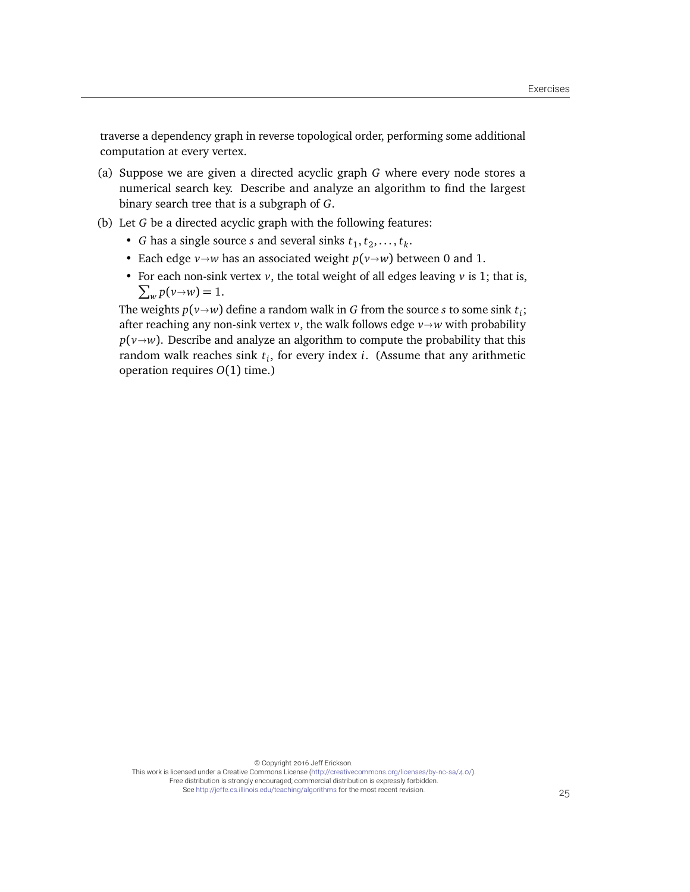traverse a dependency graph in reverse topological order, performing some additional computation at every vertex.

(a) Suppose we are given a directed acyclic graph $G$ where every node stores a numerical search key. Describe and analyze an algorithm to find the largest binary search tree that is a subgraph of $G$.

(b) Let $G$ be a directed acyclic graph with the following features:

- $G$ has a single source $s$ and several sinks $t_1, t_2, \ldots, t_k$.
- Each edge $v \to w$ has an associated weight $p(v \to w)$ between 0 and 1.
- For each non-sink vertex $v$, the total weight of all edges leaving $v$ is 1; that is, $\sum_w p(v \to w) = 1$.

The weights $p(v \to w)$ define a random walk in $G$ from the source $s$ to some sink $t_i$; after reaching any non-sink vertex $v$, the walk follows edge $v \to w$ with probability $p(v \to w)$. Describe and analyze an algorithm to compute the probability that this random walk reaches sink $t_i$, for every index $i$. (Assume that any arithmetic operation requires $O(1)$ time.)

© Copyright 2016 Jeff Erickson.
This work is licensed under a Creative Commons License (http://creativecommons.org/licenses/by-nc-sa/4.0/).
Free distribution is strongly encouraged; commercial distribution is expressly forbidden.
See http://jeffe.cs.illinois.edu/teaching/algorithms for the most recent revision.